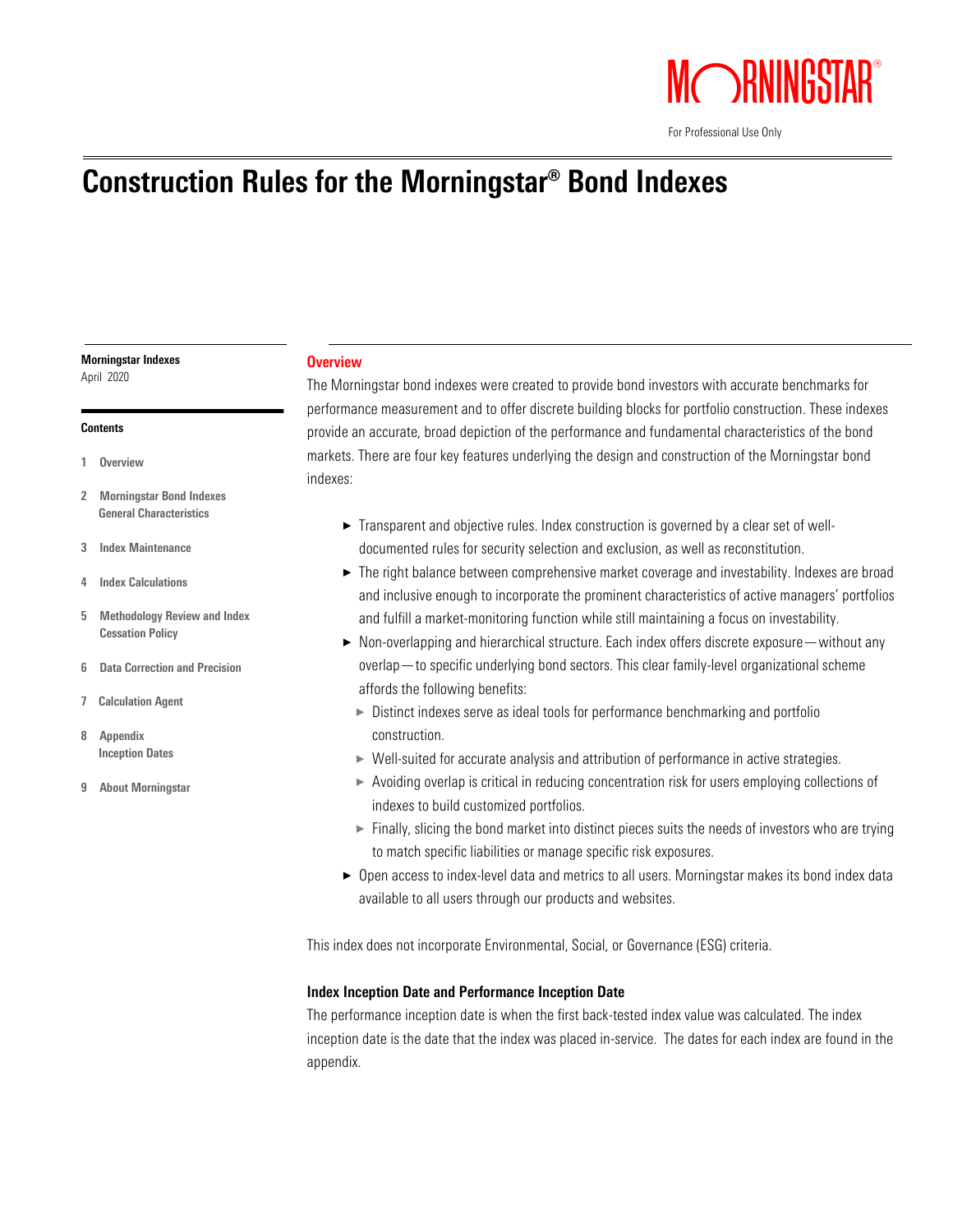For Professional Use Only

# Construction Rules for the Morningstar® Bond Indexes

**Morningstar Indexes**
April 2020

**Contents**

1 Overview
2 Morningstar Bond Indexes General Characteristics
3 Index Maintenance
4 Index Calculations
5 Methodology Review and Index Cessation Policy
6 Data Correction and Precision
7 Calculation Agent
8 Appendix Inception Dates
9 About Morningstar

## Overview

The Morningstar bond indexes were created to provide bond investors with accurate benchmarks for performance measurement and to offer discrete building blocks for portfolio construction. These indexes provide an accurate, broad depiction of the performance and fundamental characteristics of the bond markets. There are four key features underlying the design and construction of the Morningstar bond indexes:

- Transparent and objective rules. Index construction is governed by a clear set of well-documented rules for security selection and exclusion, as well as reconstitution.
- The right balance between comprehensive market coverage and investability. Indexes are broad and inclusive enough to incorporate the prominent characteristics of active managers' portfolios and fulfill a market-monitoring function while still maintaining a focus on investability.
- Non-overlapping and hierarchical structure. Each index offers discrete exposure—without any overlap—to specific underlying bond sectors. This clear family-level organizational scheme affords the following benefits:
  - Distinct indexes serve as ideal tools for performance benchmarking and portfolio construction.
  - Well-suited for accurate analysis and attribution of performance in active strategies.
  - Avoiding overlap is critical in reducing concentration risk for users employing collections of indexes to build customized portfolios.
  - Finally, slicing the bond market into distinct pieces suits the needs of investors who are trying to match specific liabilities or manage specific risk exposures.
- Open access to index-level data and metrics to all users. Morningstar makes its bond index data available to all users through our products and websites.

This index does not incorporate Environmental, Social, or Governance (ESG) criteria.

### Index Inception Date and Performance Inception Date

The performance inception date is when the first back-tested index value was calculated. The index inception date is the date that the index was placed in-service. The dates for each index are found in the appendix.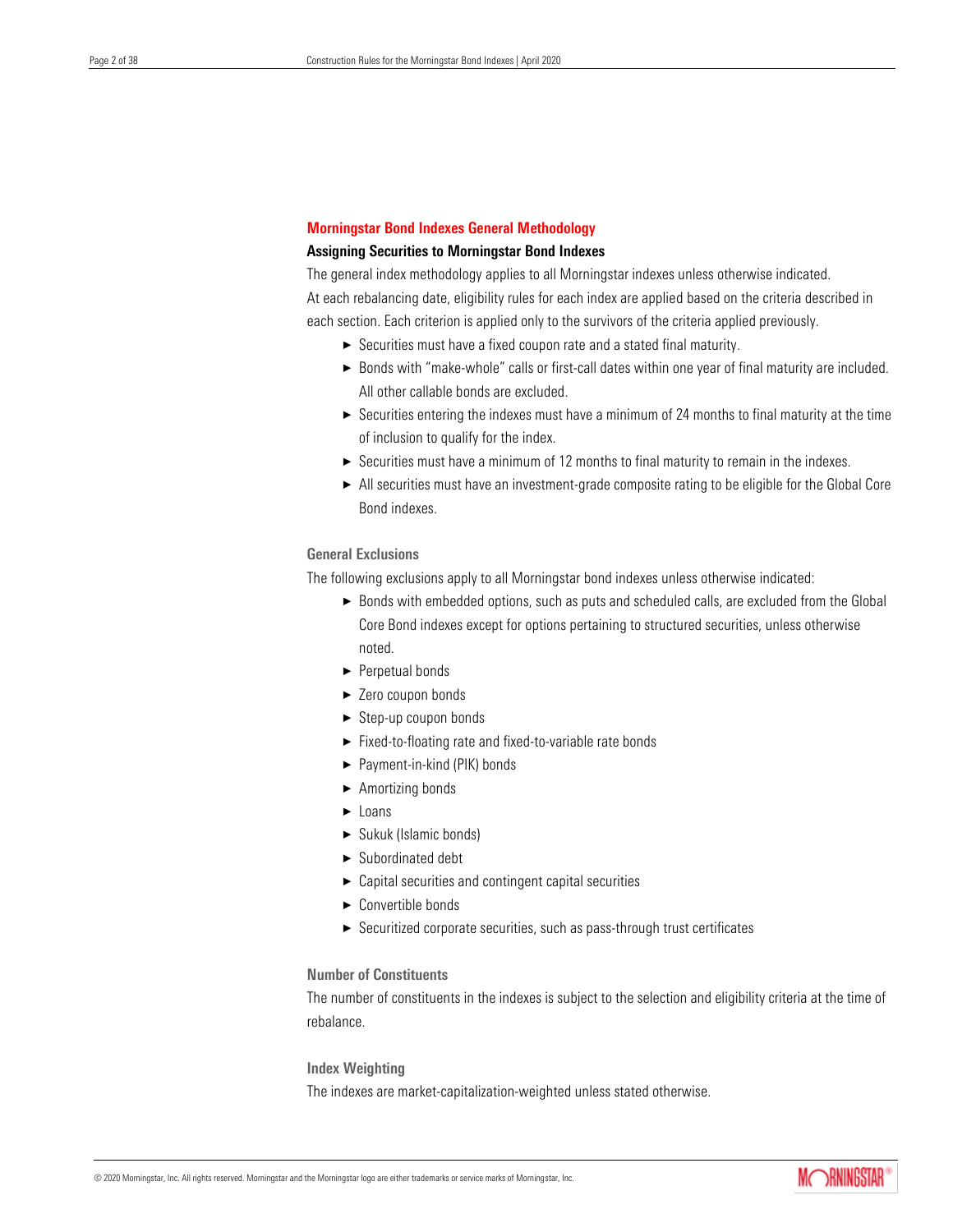## Morningstar Bond Indexes General Methodology

### Assigning Securities to Morningstar Bond Indexes

The general index methodology applies to all Morningstar indexes unless otherwise indicated.
At each rebalancing date, eligibility rules for each index are applied based on the criteria described in each section. Each criterion is applied only to the survivors of the criteria applied previously.

- Securities must have a fixed coupon rate and a stated final maturity.
- Bonds with "make-whole" calls or first-call dates within one year of final maturity are included. All other callable bonds are excluded.
- Securities entering the indexes must have a minimum of 24 months to final maturity at the time of inclusion to qualify for the index.
- Securities must have a minimum of 12 months to final maturity to remain in the indexes.
- All securities must have an investment-grade composite rating to be eligible for the Global Core Bond indexes.

#### General Exclusions

The following exclusions apply to all Morningstar bond indexes unless otherwise indicated:

- Bonds with embedded options, such as puts and scheduled calls, are excluded from the Global Core Bond indexes except for options pertaining to structured securities, unless otherwise noted.
- Perpetual bonds
- Zero coupon bonds
- Step-up coupon bonds
- Fixed-to-floating rate and fixed-to-variable rate bonds
- Payment-in-kind (PIK) bonds
- Amortizing bonds
- Loans
- Sukuk (Islamic bonds)
- Subordinated debt
- Capital securities and contingent capital securities
- Convertible bonds
- Securitized corporate securities, such as pass-through trust certificates

#### Number of Constituents

The number of constituents in the indexes is subject to the selection and eligibility criteria at the time of rebalance.

#### Index Weighting

The indexes are market-capitalization-weighted unless stated otherwise.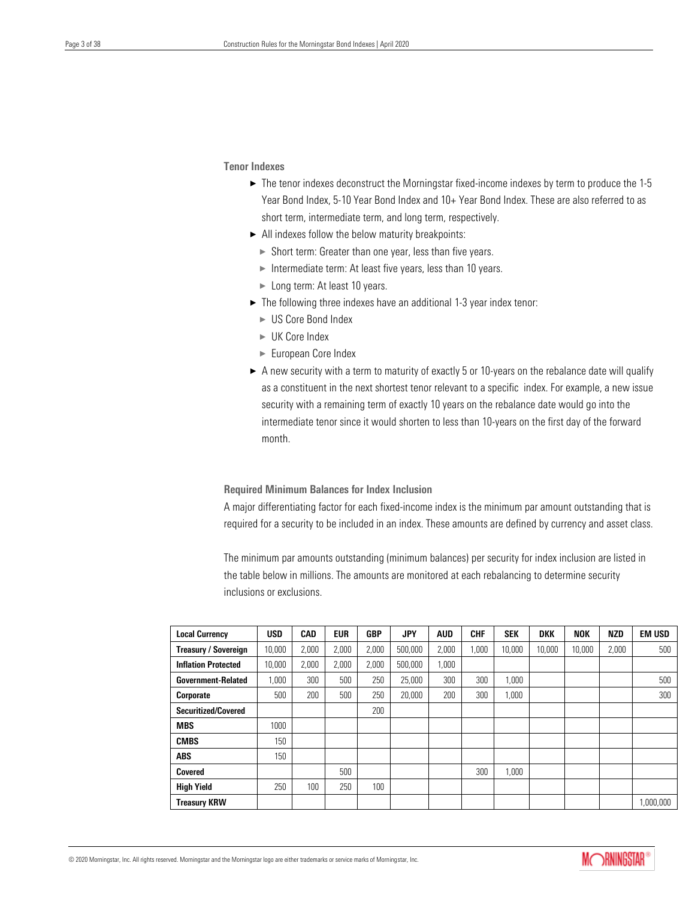### Tenor Indexes

- The tenor indexes deconstruct the Morningstar fixed-income indexes by term to produce the 1-5 Year Bond Index, 5-10 Year Bond Index and 10+ Year Bond Index. These are also referred to as short term, intermediate term, and long term, respectively.
- All indexes follow the below maturity breakpoints:
  - Short term: Greater than one year, less than five years.
  - Intermediate term: At least five years, less than 10 years.
  - Long term: At least 10 years.
- The following three indexes have an additional 1-3 year index tenor:
  - US Core Bond Index
  - UK Core Index
  - European Core Index
- A new security with a term to maturity of exactly 5 or 10-years on the rebalance date will qualify as a constituent in the next shortest tenor relevant to a specific index. For example, a new issue security with a remaining term of exactly 10 years on the rebalance date would go into the intermediate tenor since it would shorten to less than 10-years on the first day of the forward month.

### Required Minimum Balances for Index Inclusion

A major differentiating factor for each fixed-income index is the minimum par amount outstanding that is required for a security to be included in an index. These amounts are defined by currency and asset class.

The minimum par amounts outstanding (minimum balances) per security for index inclusion are listed in the table below in millions. The amounts are monitored at each rebalancing to determine security inclusions or exclusions.

| Local Currency | USD | CAD | EUR | GBP | JPY | AUD | CHF | SEK | DKK | NOK | NZD | EM USD |
|---|---|---|---|---|---|---|---|---|---|---|---|---|
| Treasury / Sovereign | 10,000 | 2,000 | 2,000 | 2,000 | 500,000 | 2,000 | 1,000 | 10,000 | 10,000 | 10,000 | 2,000 | 500 |
| Inflation Protected | 10,000 | 2,000 | 2,000 | 2,000 | 500,000 | 1,000 | | | | | | |
| Government-Related | 1,000 | 300 | 500 | 250 | 25,000 | 300 | 300 | 1,000 | | | | 500 |
| Corporate | 500 | 200 | 500 | 250 | 20,000 | 200 | 300 | 1,000 | | | | 300 |
| Securitized/Covered | | | | 200 | | | | | | | | |
| MBS | 1000 | | | | | | | | | | | |
| CMBS | 150 | | | | | | | | | | | |
| ABS | 150 | | | | | | | | | | | |
| Covered | | | 500 | | | | 300 | 1,000 | | | | |
| High Yield | 250 | 100 | 250 | 100 | | | | | | | | |
| Treasury KRW | | | | | | | | | | | | 1,000,000 |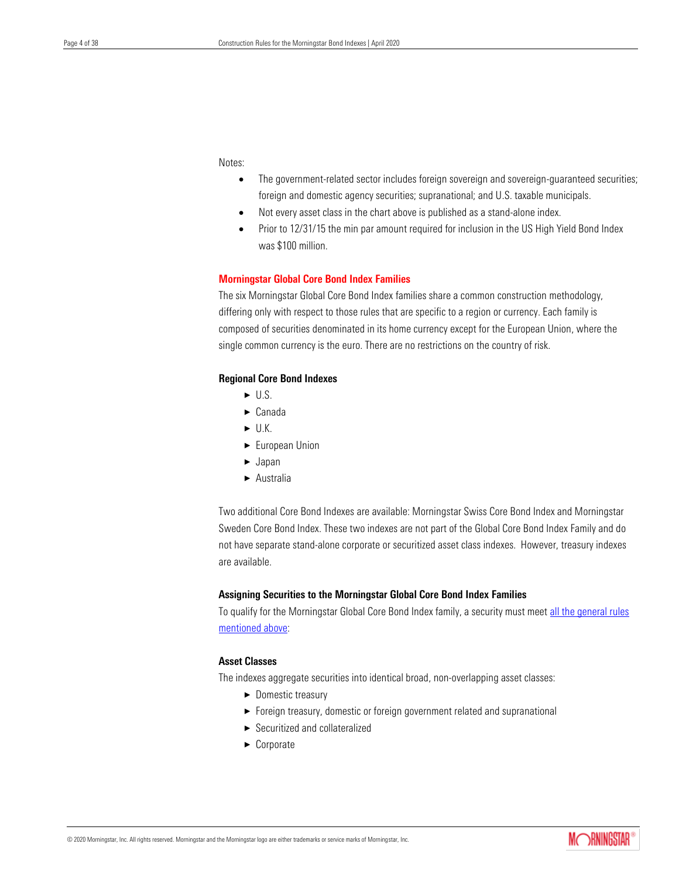Notes:

- The government-related sector includes foreign sovereign and sovereign-guaranteed securities; foreign and domestic agency securities; supranational; and U.S. taxable municipals.
- Not every asset class in the chart above is published as a stand-alone index.
- Prior to 12/31/15 the min par amount required for inclusion in the US High Yield Bond Index was $100 million.

## Morningstar Global Core Bond Index Families

The six Morningstar Global Core Bond Index families share a common construction methodology, differing only with respect to those rules that are specific to a region or currency. Each family is composed of securities denominated in its home currency except for the European Union, where the single common currency is the euro. There are no restrictions on the country of risk.

### Regional Core Bond Indexes

- U.S.
- Canada
- U.K.
- European Union
- Japan
- Australia

Two additional Core Bond Indexes are available: Morningstar Swiss Core Bond Index and Morningstar Sweden Core Bond Index. These two indexes are not part of the Global Core Bond Index Family and do not have separate stand-alone corporate or securitized asset class indexes. However, treasury indexes are available.

### Assigning Securities to the Morningstar Global Core Bond Index Families

To qualify for the Morningstar Global Core Bond Index family, a security must meet all the general rules mentioned above:

### Asset Classes

The indexes aggregate securities into identical broad, non-overlapping asset classes:

- Domestic treasury
- Foreign treasury, domestic or foreign government related and supranational
- Securitized and collateralized
- Corporate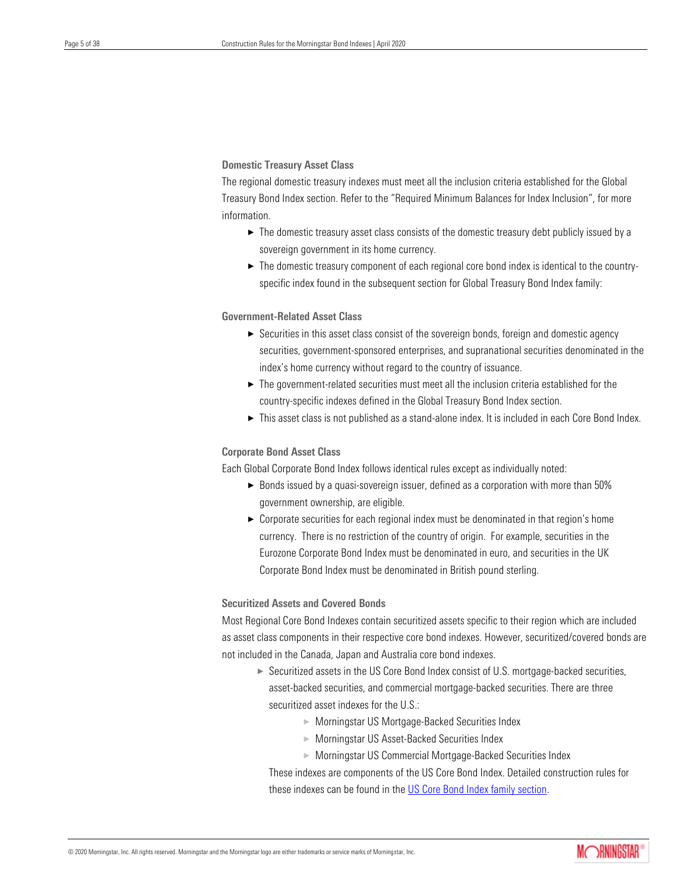### Domestic Treasury Asset Class

The regional domestic treasury indexes must meet all the inclusion criteria established for the Global Treasury Bond Index section. Refer to the "Required Minimum Balances for Index Inclusion", for more information.

- The domestic treasury asset class consists of the domestic treasury debt publicly issued by a sovereign government in its home currency.
- The domestic treasury component of each regional core bond index is identical to the country-specific index found in the subsequent section for Global Treasury Bond Index family:

### Government-Related Asset Class

- Securities in this asset class consist of the sovereign bonds, foreign and domestic agency securities, government-sponsored enterprises, and supranational securities denominated in the index's home currency without regard to the country of issuance.
- The government-related securities must meet all the inclusion criteria established for the country-specific indexes defined in the Global Treasury Bond Index section.
- This asset class is not published as a stand-alone index. It is included in each Core Bond Index.

### Corporate Bond Asset Class

Each Global Corporate Bond Index follows identical rules except as individually noted:

- Bonds issued by a quasi-sovereign issuer, defined as a corporation with more than 50% government ownership, are eligible.
- Corporate securities for each regional index must be denominated in that region's home currency. There is no restriction of the country of origin. For example, securities in the Eurozone Corporate Bond Index must be denominated in euro, and securities in the UK Corporate Bond Index must be denominated in British pound sterling.

### Securitized Assets and Covered Bonds

Most Regional Core Bond Indexes contain securitized assets specific to their region which are included as asset class components in their respective core bond indexes. However, securitized/covered bonds are not included in the Canada, Japan and Australia core bond indexes.

- Securitized assets in the US Core Bond Index consist of U.S. mortgage-backed securities, asset-backed securities, and commercial mortgage-backed securities. There are three securitized asset indexes for the U.S.:
  - Morningstar US Mortgage-Backed Securities Index
  - Morningstar US Asset-Backed Securities Index
  - Morningstar US Commercial Mortgage-Backed Securities Index

  These indexes are components of the US Core Bond Index. Detailed construction rules for these indexes can be found in the US Core Bond Index family section.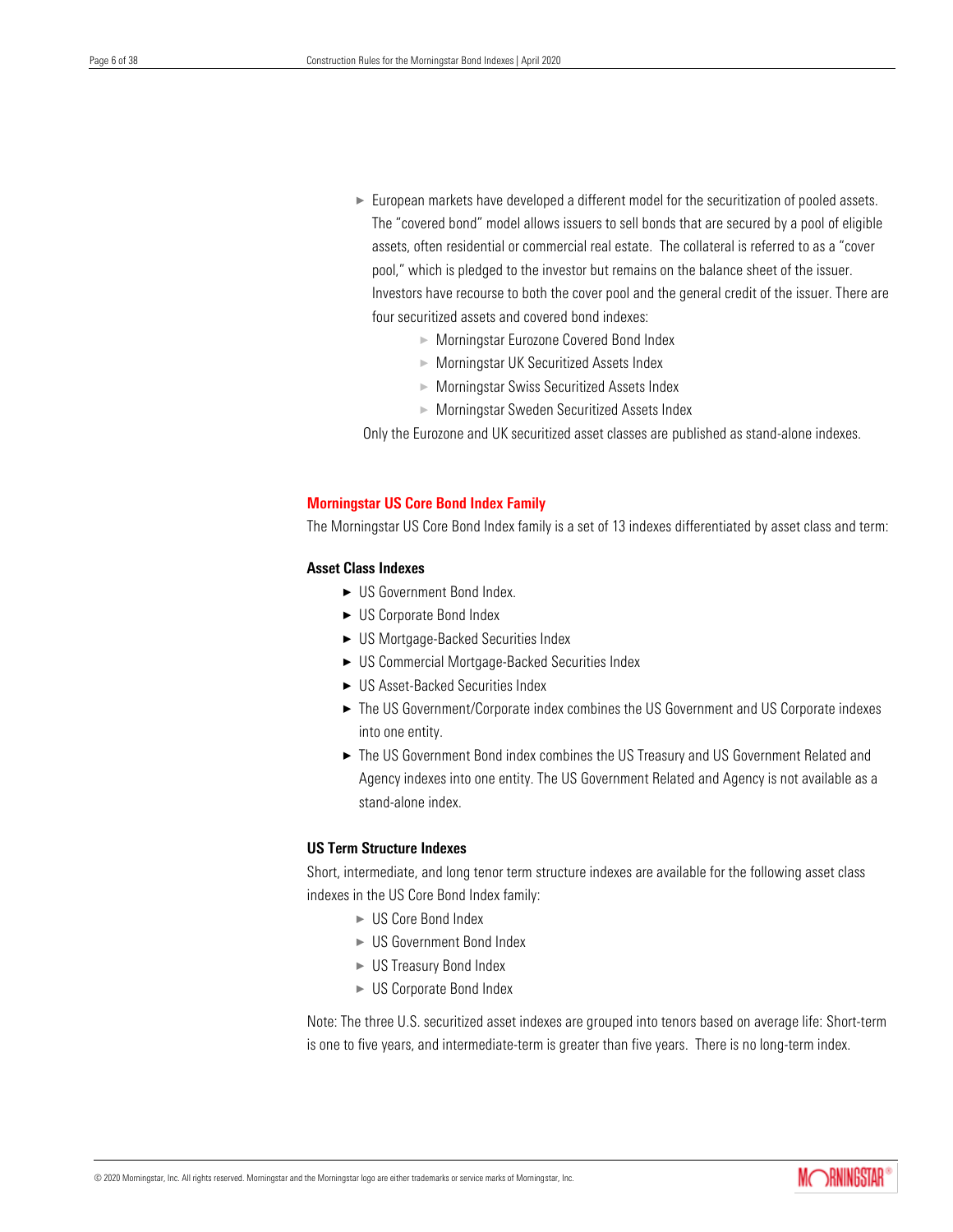- European markets have developed a different model for the securitization of pooled assets. The "covered bond" model allows issuers to sell bonds that are secured by a pool of eligible assets, often residential or commercial real estate. The collateral is referred to as a "cover pool," which is pledged to the investor but remains on the balance sheet of the issuer. Investors have recourse to both the cover pool and the general credit of the issuer. There are four securitized assets and covered bond indexes:
    - Morningstar Eurozone Covered Bond Index
    - Morningstar UK Securitized Assets Index
    - Morningstar Swiss Securitized Assets Index
    - Morningstar Sweden Securitized Assets Index

  Only the Eurozone and UK securitized asset classes are published as stand-alone indexes.

## Morningstar US Core Bond Index Family

The Morningstar US Core Bond Index family is a set of 13 indexes differentiated by asset class and term:

### Asset Class Indexes

- US Government Bond Index.
- US Corporate Bond Index
- US Mortgage-Backed Securities Index
- US Commercial Mortgage-Backed Securities Index
- US Asset-Backed Securities Index
- The US Government/Corporate index combines the US Government and US Corporate indexes into one entity.
- The US Government Bond index combines the US Treasury and US Government Related and Agency indexes into one entity. The US Government Related and Agency is not available as a stand-alone index.

### US Term Structure Indexes

Short, intermediate, and long tenor term structure indexes are available for the following asset class indexes in the US Core Bond Index family:

- US Core Bond Index
- US Government Bond Index
- US Treasury Bond Index
- US Corporate Bond Index

Note: The three U.S. securitized asset indexes are grouped into tenors based on average life: Short-term is one to five years, and intermediate-term is greater than five years. There is no long-term index.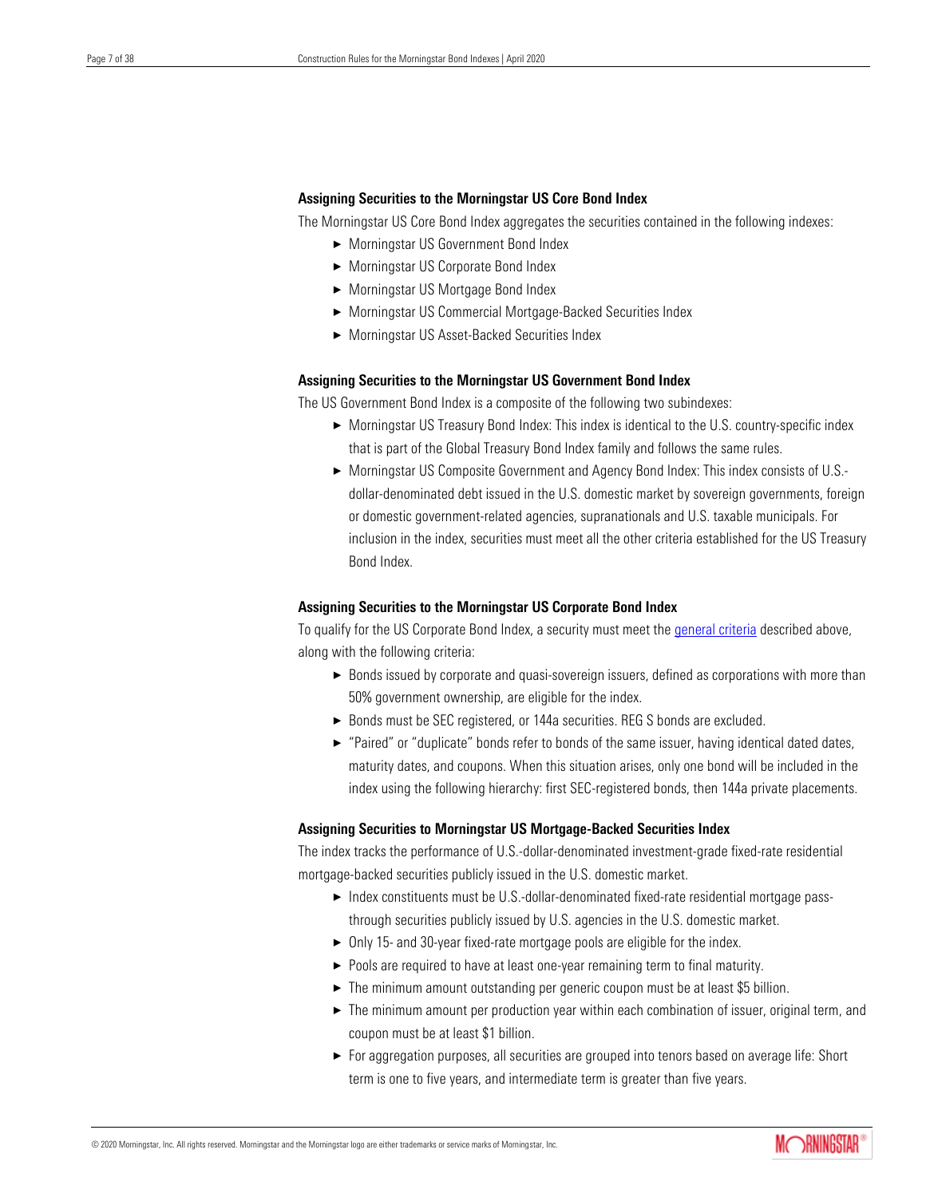### Assigning Securities to the Morningstar US Core Bond Index

The Morningstar US Core Bond Index aggregates the securities contained in the following indexes:

- Morningstar US Government Bond Index
- Morningstar US Corporate Bond Index
- Morningstar US Mortgage Bond Index
- Morningstar US Commercial Mortgage-Backed Securities Index
- Morningstar US Asset-Backed Securities Index

### Assigning Securities to the Morningstar US Government Bond Index

The US Government Bond Index is a composite of the following two subindexes:

- Morningstar US Treasury Bond Index: This index is identical to the U.S. country-specific index that is part of the Global Treasury Bond Index family and follows the same rules.
- Morningstar US Composite Government and Agency Bond Index: This index consists of U.S.-dollar-denominated debt issued in the U.S. domestic market by sovereign governments, foreign or domestic government-related agencies, supranationals and U.S. taxable municipals. For inclusion in the index, securities must meet all the other criteria established for the US Treasury Bond Index.

### Assigning Securities to the Morningstar US Corporate Bond Index

To qualify for the US Corporate Bond Index, a security must meet the general criteria described above, along with the following criteria:

- Bonds issued by corporate and quasi-sovereign issuers, defined as corporations with more than 50% government ownership, are eligible for the index.
- Bonds must be SEC registered, or 144a securities. REG S bonds are excluded.
- "Paired" or "duplicate" bonds refer to bonds of the same issuer, having identical dated dates, maturity dates, and coupons. When this situation arises, only one bond will be included in the index using the following hierarchy: first SEC-registered bonds, then 144a private placements.

### Assigning Securities to Morningstar US Mortgage-Backed Securities Index

The index tracks the performance of U.S.-dollar-denominated investment-grade fixed-rate residential mortgage-backed securities publicly issued in the U.S. domestic market.

- Index constituents must be U.S.-dollar-denominated fixed-rate residential mortgage pass-through securities publicly issued by U.S. agencies in the U.S. domestic market.
- Only 15- and 30-year fixed-rate mortgage pools are eligible for the index.
- Pools are required to have at least one-year remaining term to final maturity.
- The minimum amount outstanding per generic coupon must be at least $5 billion.
- The minimum amount per production year within each combination of issuer, original term, and coupon must be at least $1 billion.
- For aggregation purposes, all securities are grouped into tenors based on average life: Short term is one to five years, and intermediate term is greater than five years.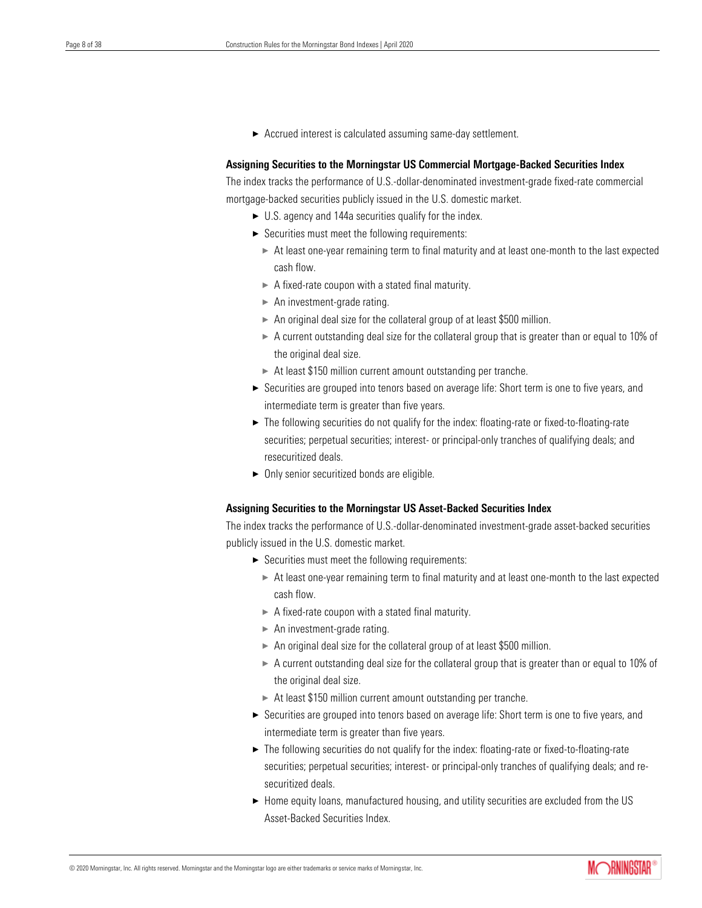- Accrued interest is calculated assuming same-day settlement.

### Assigning Securities to the Morningstar US Commercial Mortgage-Backed Securities Index

The index tracks the performance of U.S.-dollar-denominated investment-grade fixed-rate commercial mortgage-backed securities publicly issued in the U.S. domestic market.

- U.S. agency and 144a securities qualify for the index.
- Securities must meet the following requirements:
  - At least one-year remaining term to final maturity and at least one-month to the last expected cash flow.
  - A fixed-rate coupon with a stated final maturity.
  - An investment-grade rating.
  - An original deal size for the collateral group of at least $500 million.
  - A current outstanding deal size for the collateral group that is greater than or equal to 10% of the original deal size.
  - At least $150 million current amount outstanding per tranche.
- Securities are grouped into tenors based on average life: Short term is one to five years, and intermediate term is greater than five years.
- The following securities do not qualify for the index: floating-rate or fixed-to-floating-rate securities; perpetual securities; interest- or principal-only tranches of qualifying deals; and resecuritized deals.
- Only senior securitized bonds are eligible.

### Assigning Securities to the Morningstar US Asset-Backed Securities Index

The index tracks the performance of U.S.-dollar-denominated investment-grade asset-backed securities publicly issued in the U.S. domestic market.

- Securities must meet the following requirements:
  - At least one-year remaining term to final maturity and at least one-month to the last expected cash flow.
  - A fixed-rate coupon with a stated final maturity.
  - An investment-grade rating.
  - An original deal size for the collateral group of at least $500 million.
  - A current outstanding deal size for the collateral group that is greater than or equal to 10% of the original deal size.
  - At least $150 million current amount outstanding per tranche.
- Securities are grouped into tenors based on average life: Short term is one to five years, and intermediate term is greater than five years.
- The following securities do not qualify for the index: floating-rate or fixed-to-floating-rate securities; perpetual securities; interest- or principal-only tranches of qualifying deals; and re-securitized deals.
- Home equity loans, manufactured housing, and utility securities are excluded from the US Asset-Backed Securities Index.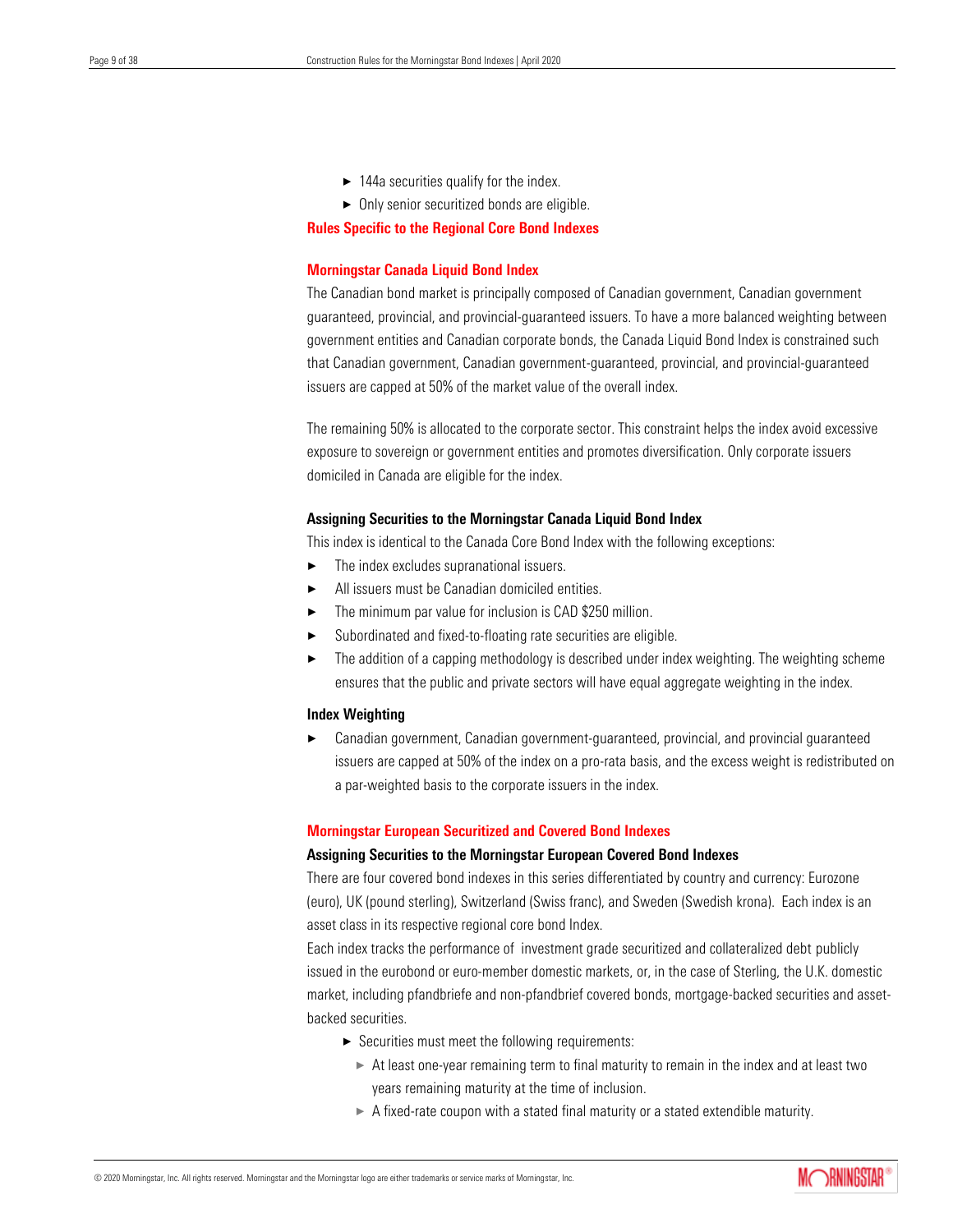- 144a securities qualify for the index.
- Only senior securitized bonds are eligible.

## Rules Specific to the Regional Core Bond Indexes

### Morningstar Canada Liquid Bond Index

The Canadian bond market is principally composed of Canadian government, Canadian government guaranteed, provincial, and provincial-guaranteed issuers. To have a more balanced weighting between government entities and Canadian corporate bonds, the Canada Liquid Bond Index is constrained such that Canadian government, Canadian government-guaranteed, provincial, and provincial-guaranteed issuers are capped at 50% of the market value of the overall index.

The remaining 50% is allocated to the corporate sector. This constraint helps the index avoid excessive exposure to sovereign or government entities and promotes diversification. Only corporate issuers domiciled in Canada are eligible for the index.

#### Assigning Securities to the Morningstar Canada Liquid Bond Index

This index is identical to the Canada Core Bond Index with the following exceptions:

- The index excludes supranational issuers.
- All issuers must be Canadian domiciled entities.
- The minimum par value for inclusion is CAD $250 million.
- Subordinated and fixed-to-floating rate securities are eligible.
- The addition of a capping methodology is described under index weighting. The weighting scheme ensures that the public and private sectors will have equal aggregate weighting in the index.

#### Index Weighting

- Canadian government, Canadian government-guaranteed, provincial, and provincial guaranteed issuers are capped at 50% of the index on a pro-rata basis, and the excess weight is redistributed on a par-weighted basis to the corporate issuers in the index.

### Morningstar European Securitized and Covered Bond Indexes

#### Assigning Securities to the Morningstar European Covered Bond Indexes

There are four covered bond indexes in this series differentiated by country and currency: Eurozone (euro), UK (pound sterling), Switzerland (Swiss franc), and Sweden (Swedish krona). Each index is an asset class in its respective regional core bond Index.

Each index tracks the performance of investment grade securitized and collateralized debt publicly issued in the eurobond or euro-member domestic markets, or, in the case of Sterling, the U.K. domestic market, including pfandbriefe and non-pfandbrief covered bonds, mortgage-backed securities and asset-backed securities.

- Securities must meet the following requirements:
  - At least one-year remaining term to final maturity to remain in the index and at least two years remaining maturity at the time of inclusion.
  - A fixed-rate coupon with a stated final maturity or a stated extendible maturity.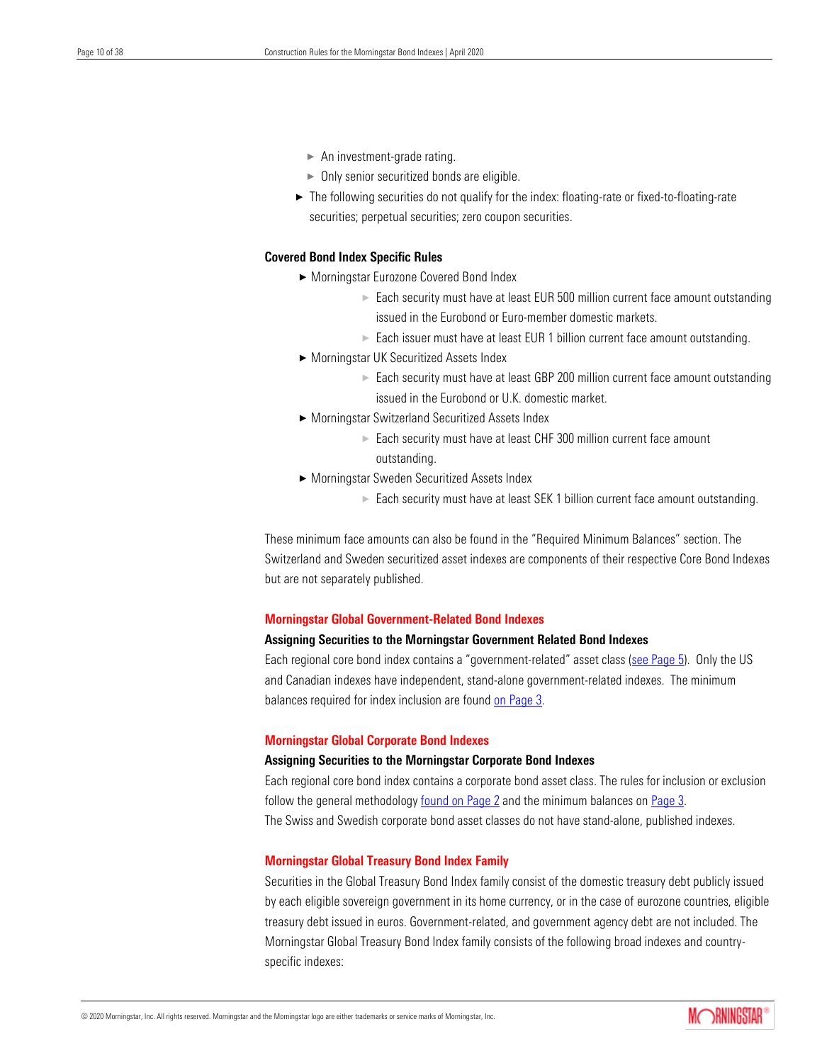- An investment-grade rating.
    - Only senior securitized bonds are eligible.
- The following securities do not qualify for the index: floating-rate or fixed-to-floating-rate securities; perpetual securities; zero coupon securities.

**Covered Bond Index Specific Rules**

- Morningstar Eurozone Covered Bond Index
    - Each security must have at least EUR 500 million current face amount outstanding issued in the Eurobond or Euro-member domestic markets.
    - Each issuer must have at least EUR 1 billion current face amount outstanding.
- Morningstar UK Securitized Assets Index
    - Each security must have at least GBP 200 million current face amount outstanding issued in the Eurobond or U.K. domestic market.
- Morningstar Switzerland Securitized Assets Index
    - Each security must have at least CHF 300 million current face amount outstanding.
- Morningstar Sweden Securitized Assets Index
    - Each security must have at least SEK 1 billion current face amount outstanding.

These minimum face amounts can also be found in the "Required Minimum Balances" section. The Switzerland and Sweden securitized asset indexes are components of their respective Core Bond Indexes but are not separately published.

## Morningstar Global Government-Related Bond Indexes

**Assigning Securities to the Morningstar Government Related Bond Indexes**

Each regional core bond index contains a "government-related" asset class (see Page 5). Only the US and Canadian indexes have independent, stand-alone government-related indexes. The minimum balances required for index inclusion are found on Page 3.

## Morningstar Global Corporate Bond Indexes

**Assigning Securities to the Morningstar Corporate Bond Indexes**

Each regional core bond index contains a corporate bond asset class. The rules for inclusion or exclusion follow the general methodology found on Page 2 and the minimum balances on Page 3.
The Swiss and Swedish corporate bond asset classes do not have stand-alone, published indexes.

## Morningstar Global Treasury Bond Index Family

Securities in the Global Treasury Bond Index family consist of the domestic treasury debt publicly issued by each eligible sovereign government in its home currency, or in the case of eurozone countries, eligible treasury debt issued in euros. Government-related, and government agency debt are not included. The Morningstar Global Treasury Bond Index family consists of the following broad indexes and country-specific indexes: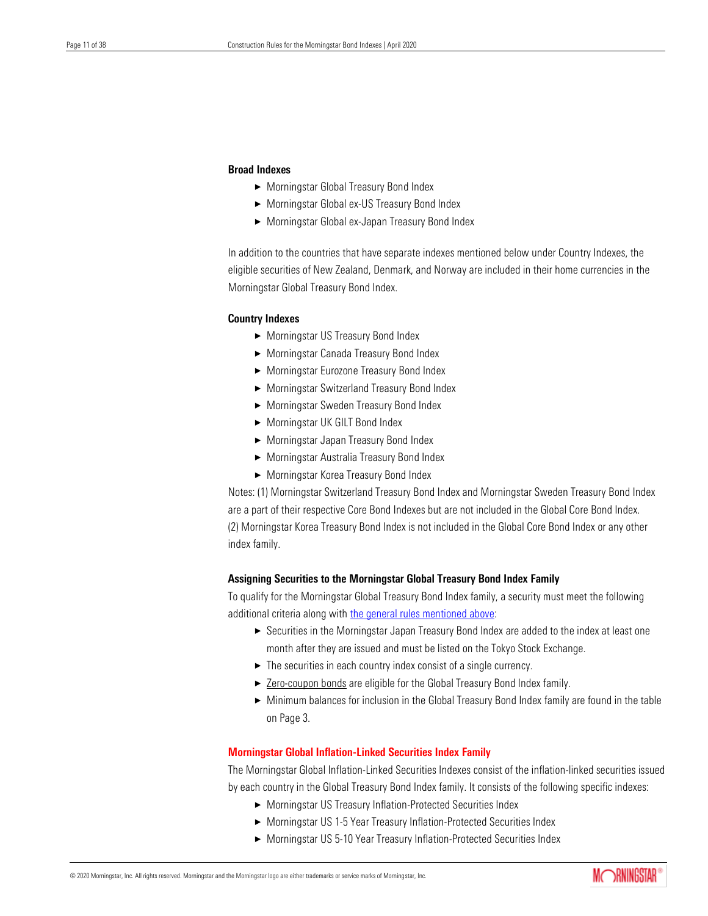**Broad Indexes**

- Morningstar Global Treasury Bond Index
- Morningstar Global ex-US Treasury Bond Index
- Morningstar Global ex-Japan Treasury Bond Index

In addition to the countries that have separate indexes mentioned below under Country Indexes, the eligible securities of New Zealand, Denmark, and Norway are included in their home currencies in the Morningstar Global Treasury Bond Index.

**Country Indexes**

- Morningstar US Treasury Bond Index
- Morningstar Canada Treasury Bond Index
- Morningstar Eurozone Treasury Bond Index
- Morningstar Switzerland Treasury Bond Index
- Morningstar Sweden Treasury Bond Index
- Morningstar UK GILT Bond Index
- Morningstar Japan Treasury Bond Index
- Morningstar Australia Treasury Bond Index
- Morningstar Korea Treasury Bond Index

Notes: (1) Morningstar Switzerland Treasury Bond Index and Morningstar Sweden Treasury Bond Index are a part of their respective Core Bond Indexes but are not included in the Global Core Bond Index. (2) Morningstar Korea Treasury Bond Index is not included in the Global Core Bond Index or any other index family.

**Assigning Securities to the Morningstar Global Treasury Bond Index Family**

To qualify for the Morningstar Global Treasury Bond Index family, a security must meet the following additional criteria along with the general rules mentioned above:

- Securities in the Morningstar Japan Treasury Bond Index are added to the index at least one month after they are issued and must be listed on the Tokyo Stock Exchange.
- The securities in each country index consist of a single currency.
- Zero-coupon bonds are eligible for the Global Treasury Bond Index family.
- Minimum balances for inclusion in the Global Treasury Bond Index family are found in the table on Page 3.

### Morningstar Global Inflation-Linked Securities Index Family

The Morningstar Global Inflation-Linked Securities Indexes consist of the inflation-linked securities issued by each country in the Global Treasury Bond Index family. It consists of the following specific indexes:

- Morningstar US Treasury Inflation-Protected Securities Index
- Morningstar US 1-5 Year Treasury Inflation-Protected Securities Index
- Morningstar US 5-10 Year Treasury Inflation-Protected Securities Index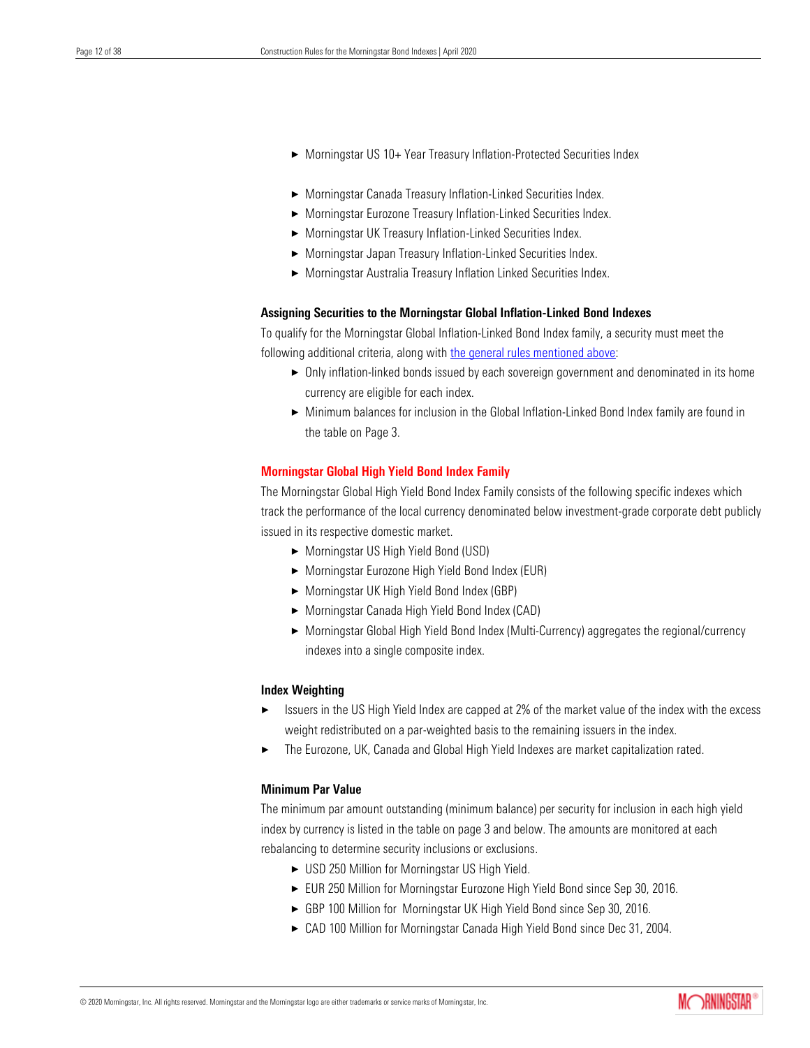- Morningstar US 10+ Year Treasury Inflation-Protected Securities Index

- Morningstar Canada Treasury Inflation-Linked Securities Index.
- Morningstar Eurozone Treasury Inflation-Linked Securities Index.
- Morningstar UK Treasury Inflation-Linked Securities Index.
- Morningstar Japan Treasury Inflation-Linked Securities Index.
- Morningstar Australia Treasury Inflation Linked Securities Index.

**Assigning Securities to the Morningstar Global Inflation-Linked Bond Indexes**

To qualify for the Morningstar Global Inflation-Linked Bond Index family, a security must meet the following additional criteria, along with the general rules mentioned above:

- Only inflation-linked bonds issued by each sovereign government and denominated in its home currency are eligible for each index.
- Minimum balances for inclusion in the Global Inflation-Linked Bond Index family are found in the table on Page 3.

## Morningstar Global High Yield Bond Index Family

The Morningstar Global High Yield Bond Index Family consists of the following specific indexes which track the performance of the local currency denominated below investment-grade corporate debt publicly issued in its respective domestic market.

- Morningstar US High Yield Bond (USD)
- Morningstar Eurozone High Yield Bond Index (EUR)
- Morningstar UK High Yield Bond Index (GBP)
- Morningstar Canada High Yield Bond Index (CAD)
- Morningstar Global High Yield Bond Index (Multi-Currency) aggregates the regional/currency indexes into a single composite index.

**Index Weighting**

- Issuers in the US High Yield Index are capped at 2% of the market value of the index with the excess weight redistributed on a par-weighted basis to the remaining issuers in the index.
- The Eurozone, UK, Canada and Global High Yield Indexes are market capitalization rated.

**Minimum Par Value**

The minimum par amount outstanding (minimum balance) per security for inclusion in each high yield index by currency is listed in the table on page 3 and below. The amounts are monitored at each rebalancing to determine security inclusions or exclusions.

- USD 250 Million for Morningstar US High Yield.
- EUR 250 Million for Morningstar Eurozone High Yield Bond since Sep 30, 2016.
- GBP 100 Million for Morningstar UK High Yield Bond since Sep 30, 2016.
- CAD 100 Million for Morningstar Canada High Yield Bond since Dec 31, 2004.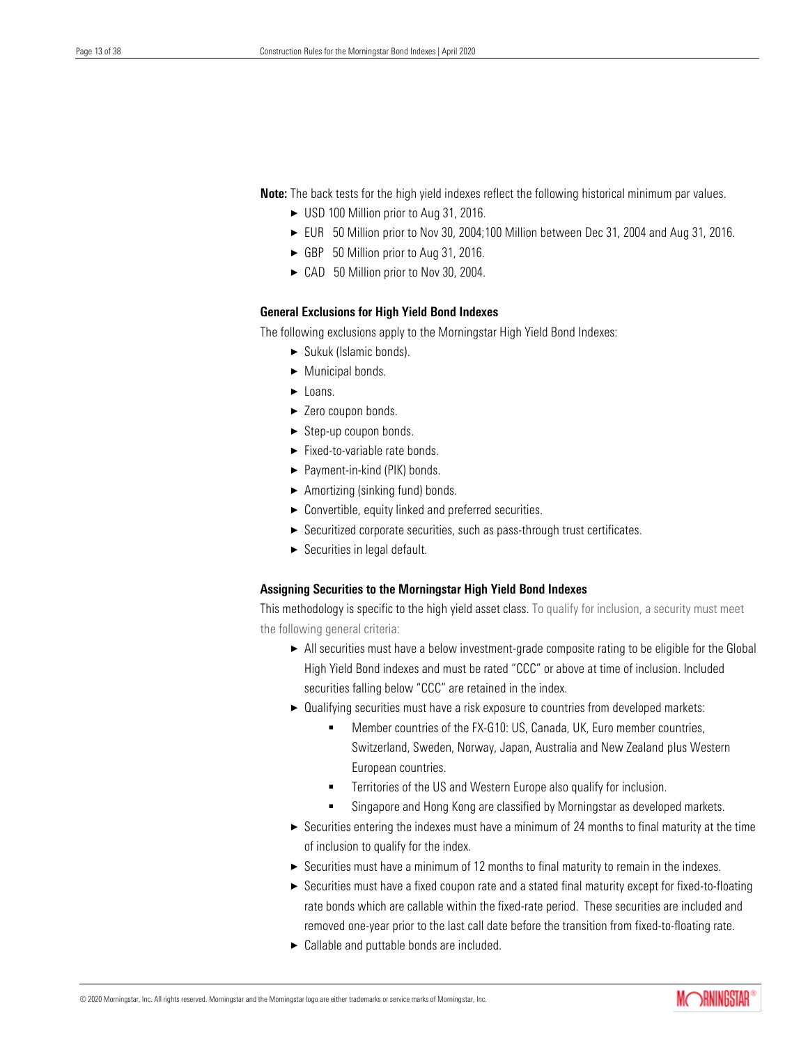**Note:** The back tests for the high yield indexes reflect the following historical minimum par values.

- USD 100 Million prior to Aug 31, 2016.
- EUR 50 Million prior to Nov 30, 2004;100 Million between Dec 31, 2004 and Aug 31, 2016.
- GBP 50 Million prior to Aug 31, 2016.
- CAD 50 Million prior to Nov 30, 2004.

### General Exclusions for High Yield Bond Indexes

The following exclusions apply to the Morningstar High Yield Bond Indexes:

- Sukuk (Islamic bonds).
- Municipal bonds.
- Loans.
- Zero coupon bonds.
- Step-up coupon bonds.
- Fixed-to-variable rate bonds.
- Payment-in-kind (PIK) bonds.
- Amortizing (sinking fund) bonds.
- Convertible, equity linked and preferred securities.
- Securitized corporate securities, such as pass-through trust certificates.
- Securities in legal default.

### Assigning Securities to the Morningstar High Yield Bond Indexes

This methodology is specific to the high yield asset class. To qualify for inclusion, a security must meet the following general criteria:

- All securities must have a below investment-grade composite rating to be eligible for the Global High Yield Bond indexes and must be rated "CCC" or above at time of inclusion. Included securities falling below "CCC" are retained in the index.
- Qualifying securities must have a risk exposure to countries from developed markets:
  - Member countries of the FX-G10: US, Canada, UK, Euro member countries, Switzerland, Sweden, Norway, Japan, Australia and New Zealand plus Western European countries.
  - Territories of the US and Western Europe also qualify for inclusion.
  - Singapore and Hong Kong are classified by Morningstar as developed markets.
- Securities entering the indexes must have a minimum of 24 months to final maturity at the time of inclusion to qualify for the index.
- Securities must have a minimum of 12 months to final maturity to remain in the indexes.
- Securities must have a fixed coupon rate and a stated final maturity except for fixed-to-floating rate bonds which are callable within the fixed-rate period. These securities are included and removed one-year prior to the last call date before the transition from fixed-to-floating rate.
- Callable and puttable bonds are included.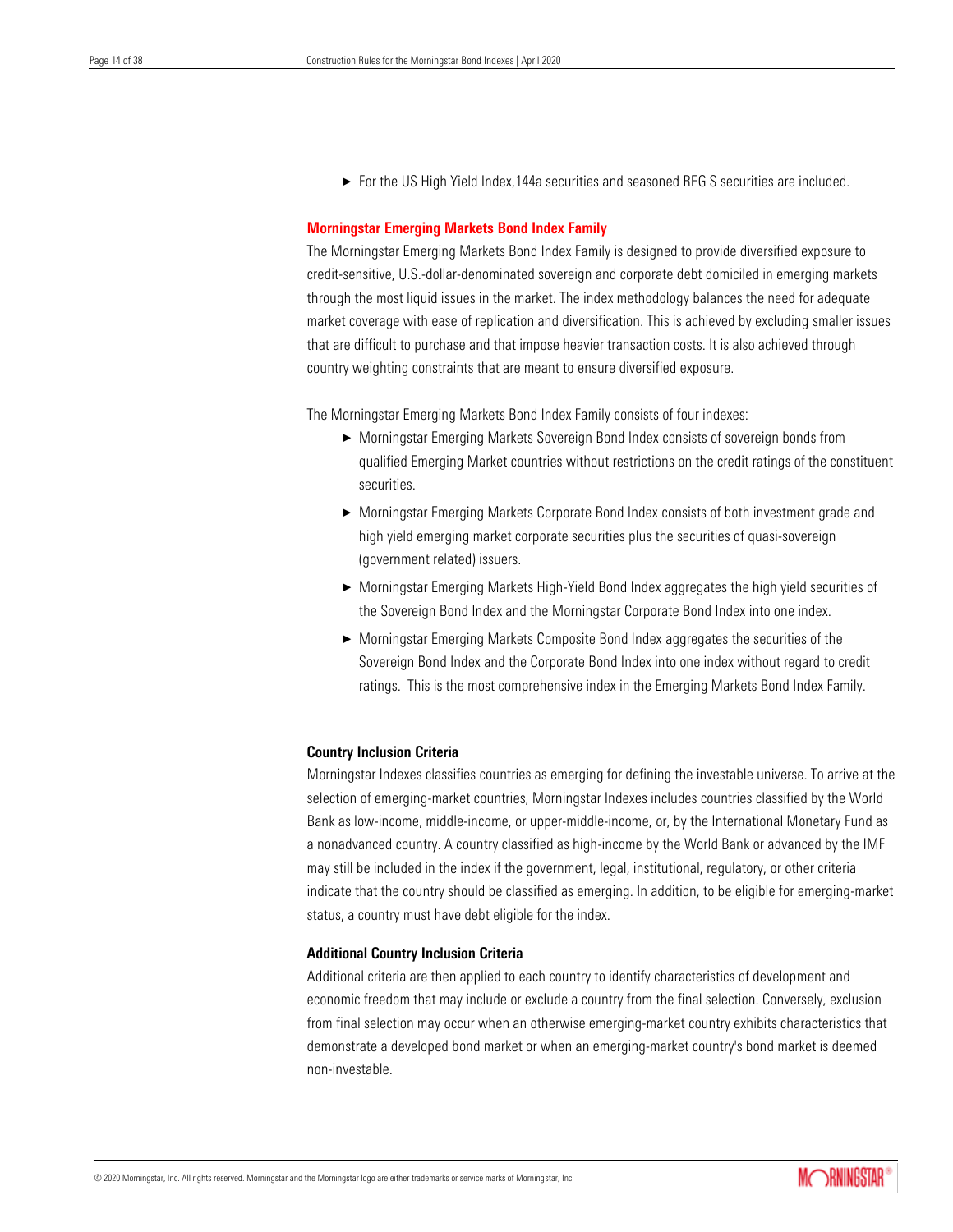- For the US High Yield Index,144a securities and seasoned REG S securities are included.

## Morningstar Emerging Markets Bond Index Family

The Morningstar Emerging Markets Bond Index Family is designed to provide diversified exposure to credit-sensitive, U.S.-dollar-denominated sovereign and corporate debt domiciled in emerging markets through the most liquid issues in the market. The index methodology balances the need for adequate market coverage with ease of replication and diversification. This is achieved by excluding smaller issues that are difficult to purchase and that impose heavier transaction costs. It is also achieved through country weighting constraints that are meant to ensure diversified exposure.

The Morningstar Emerging Markets Bond Index Family consists of four indexes:

- Morningstar Emerging Markets Sovereign Bond Index consists of sovereign bonds from qualified Emerging Market countries without restrictions on the credit ratings of the constituent securities.
- Morningstar Emerging Markets Corporate Bond Index consists of both investment grade and high yield emerging market corporate securities plus the securities of quasi-sovereign (government related) issuers.
- Morningstar Emerging Markets High-Yield Bond Index aggregates the high yield securities of the Sovereign Bond Index and the Morningstar Corporate Bond Index into one index.
- Morningstar Emerging Markets Composite Bond Index aggregates the securities of the Sovereign Bond Index and the Corporate Bond Index into one index without regard to credit ratings. This is the most comprehensive index in the Emerging Markets Bond Index Family.

### Country Inclusion Criteria

Morningstar Indexes classifies countries as emerging for defining the investable universe. To arrive at the selection of emerging-market countries, Morningstar Indexes includes countries classified by the World Bank as low-income, middle-income, or upper-middle-income, or, by the International Monetary Fund as a nonadvanced country. A country classified as high-income by the World Bank or advanced by the IMF may still be included in the index if the government, legal, institutional, regulatory, or other criteria indicate that the country should be classified as emerging. In addition, to be eligible for emerging-market status, a country must have debt eligible for the index.

### Additional Country Inclusion Criteria

Additional criteria are then applied to each country to identify characteristics of development and economic freedom that may include or exclude a country from the final selection. Conversely, exclusion from final selection may occur when an otherwise emerging-market country exhibits characteristics that demonstrate a developed bond market or when an emerging-market country's bond market is deemed non-investable.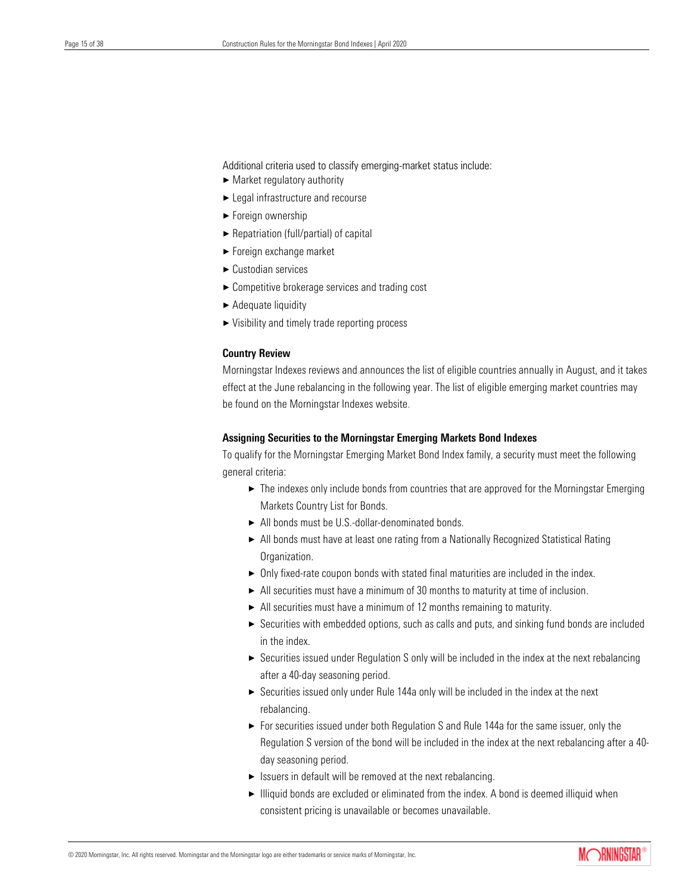Additional criteria used to classify emerging-market status include:

- Market regulatory authority
- Legal infrastructure and recourse
- Foreign ownership
- Repatriation (full/partial) of capital
- Foreign exchange market
- Custodian services
- Competitive brokerage services and trading cost
- Adequate liquidity
- Visibility and timely trade reporting process

**Country Review**

Morningstar Indexes reviews and announces the list of eligible countries annually in August, and it takes effect at the June rebalancing in the following year. The list of eligible emerging market countries may be found on the Morningstar Indexes website.

**Assigning Securities to the Morningstar Emerging Markets Bond Indexes**

To qualify for the Morningstar Emerging Market Bond Index family, a security must meet the following general criteria:

- The indexes only include bonds from countries that are approved for the Morningstar Emerging Markets Country List for Bonds.
- All bonds must be U.S.-dollar-denominated bonds.
- All bonds must have at least one rating from a Nationally Recognized Statistical Rating Organization.
- Only fixed-rate coupon bonds with stated final maturities are included in the index.
- All securities must have a minimum of 30 months to maturity at time of inclusion.
- All securities must have a minimum of 12 months remaining to maturity.
- Securities with embedded options, such as calls and puts, and sinking fund bonds are included in the index.
- Securities issued under Regulation S only will be included in the index at the next rebalancing after a 40-day seasoning period.
- Securities issued only under Rule 144a only will be included in the index at the next rebalancing.
- For securities issued under both Regulation S and Rule 144a for the same issuer, only the Regulation S version of the bond will be included in the index at the next rebalancing after a 40-day seasoning period.
- Issuers in default will be removed at the next rebalancing.
- Illiquid bonds are excluded or eliminated from the index. A bond is deemed illiquid when consistent pricing is unavailable or becomes unavailable.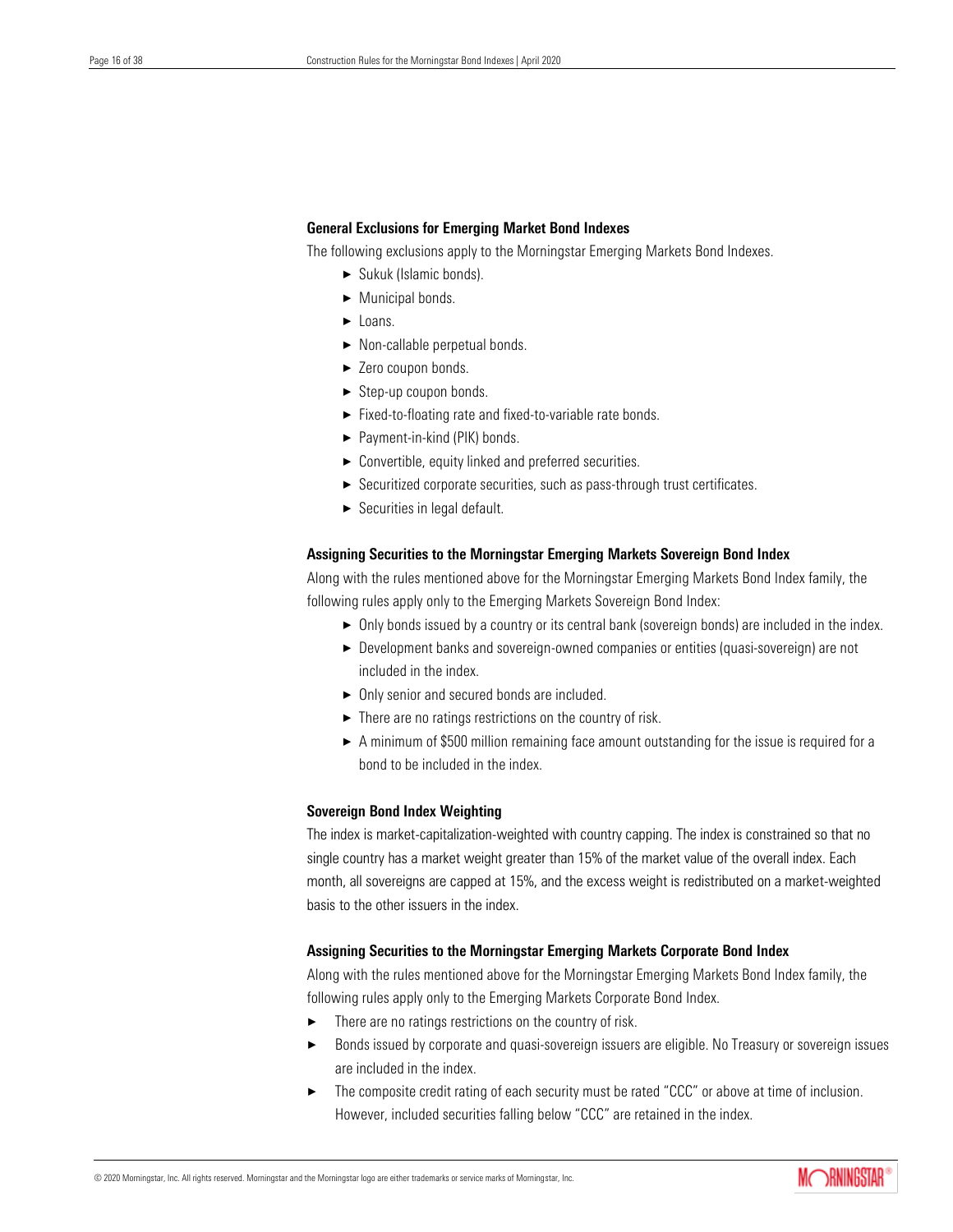### General Exclusions for Emerging Market Bond Indexes

The following exclusions apply to the Morningstar Emerging Markets Bond Indexes.

- Sukuk (Islamic bonds).
- Municipal bonds.
- Loans.
- Non-callable perpetual bonds.
- Zero coupon bonds.
- Step-up coupon bonds.
- Fixed-to-floating rate and fixed-to-variable rate bonds.
- Payment-in-kind (PIK) bonds.
- Convertible, equity linked and preferred securities.
- Securitized corporate securities, such as pass-through trust certificates.
- Securities in legal default.

### Assigning Securities to the Morningstar Emerging Markets Sovereign Bond Index

Along with the rules mentioned above for the Morningstar Emerging Markets Bond Index family, the following rules apply only to the Emerging Markets Sovereign Bond Index:

- Only bonds issued by a country or its central bank (sovereign bonds) are included in the index.
- Development banks and sovereign-owned companies or entities (quasi-sovereign) are not included in the index.
- Only senior and secured bonds are included.
- There are no ratings restrictions on the country of risk.
- A minimum of $500 million remaining face amount outstanding for the issue is required for a bond to be included in the index.

### Sovereign Bond Index Weighting

The index is market-capitalization-weighted with country capping. The index is constrained so that no single country has a market weight greater than 15% of the market value of the overall index. Each month, all sovereigns are capped at 15%, and the excess weight is redistributed on a market-weighted basis to the other issuers in the index.

### Assigning Securities to the Morningstar Emerging Markets Corporate Bond Index

Along with the rules mentioned above for the Morningstar Emerging Markets Bond Index family, the following rules apply only to the Emerging Markets Corporate Bond Index.

- There are no ratings restrictions on the country of risk.
- Bonds issued by corporate and quasi-sovereign issuers are eligible. No Treasury or sovereign issues are included in the index.
- The composite credit rating of each security must be rated "CCC" or above at time of inclusion. However, included securities falling below "CCC" are retained in the index.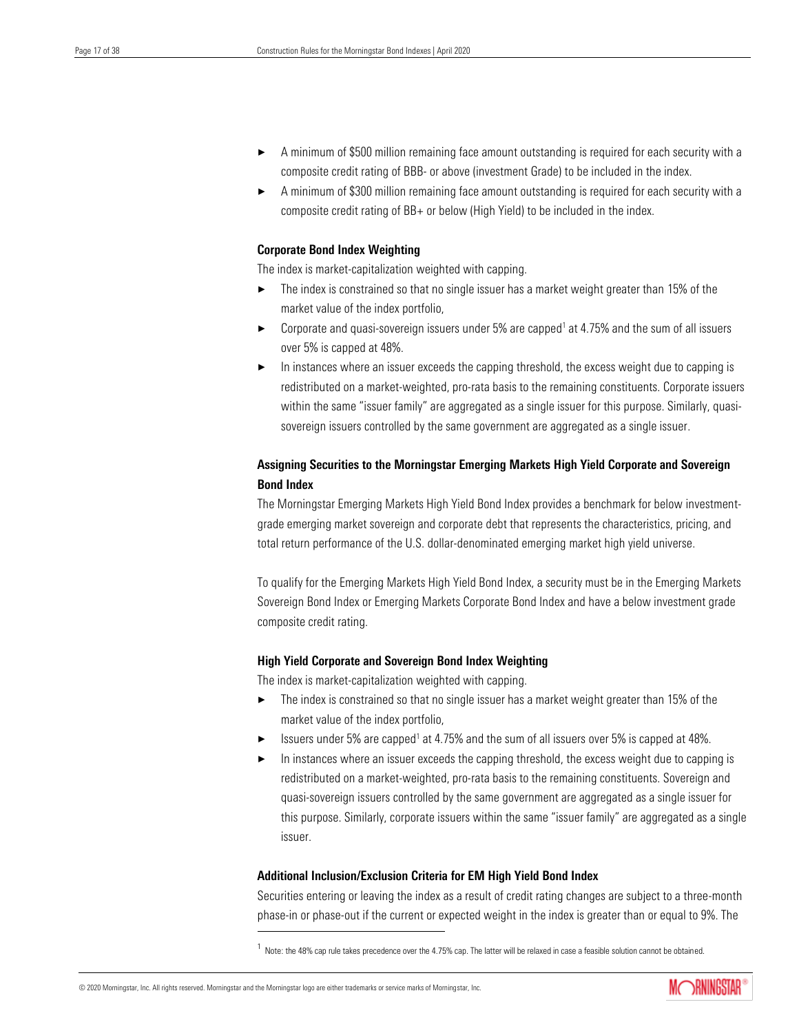- A minimum of \$500 million remaining face amount outstanding is required for each security with a composite credit rating of BBB- or above (investment Grade) to be included in the index.
- A minimum of \$300 million remaining face amount outstanding is required for each security with a composite credit rating of BB+ or below (High Yield) to be included in the index.

**Corporate Bond Index Weighting**

The index is market-capitalization weighted with capping.

- The index is constrained so that no single issuer has a market weight greater than 15% of the market value of the index portfolio,
- Corporate and quasi-sovereign issuers under 5% are capped[1] at 4.75% and the sum of all issuers over 5% is capped at 48%.
- In instances where an issuer exceeds the capping threshold, the excess weight due to capping is redistributed on a market-weighted, pro-rata basis to the remaining constituents. Corporate issuers within the same "issuer family" are aggregated as a single issuer for this purpose. Similarly, quasi-sovereign issuers controlled by the same government are aggregated as a single issuer.

**Assigning Securities to the Morningstar Emerging Markets High Yield Corporate and Sovereign Bond Index**

The Morningstar Emerging Markets High Yield Bond Index provides a benchmark for below investment-grade emerging market sovereign and corporate debt that represents the characteristics, pricing, and total return performance of the U.S. dollar-denominated emerging market high yield universe.

To qualify for the Emerging Markets High Yield Bond Index, a security must be in the Emerging Markets Sovereign Bond Index or Emerging Markets Corporate Bond Index and have a below investment grade composite credit rating.

**High Yield Corporate and Sovereign Bond Index Weighting**

The index is market-capitalization weighted with capping.

- The index is constrained so that no single issuer has a market weight greater than 15% of the market value of the index portfolio,
- Issuers under 5% are capped[1] at 4.75% and the sum of all issuers over 5% is capped at 48%.
- In instances where an issuer exceeds the capping threshold, the excess weight due to capping is redistributed on a market-weighted, pro-rata basis to the remaining constituents. Sovereign and quasi-sovereign issuers controlled by the same government are aggregated as a single issuer for this purpose. Similarly, corporate issuers within the same "issuer family" are aggregated as a single issuer.

**Additional Inclusion/Exclusion Criteria for EM High Yield Bond Index**

Securities entering or leaving the index as a result of credit rating changes are subject to a three-month phase-in or phase-out if the current or expected weight in the index is greater than or equal to 9%. The

[1] Note: the 48% cap rule takes precedence over the 4.75% cap. The latter will be relaxed in case a feasible solution cannot be obtained.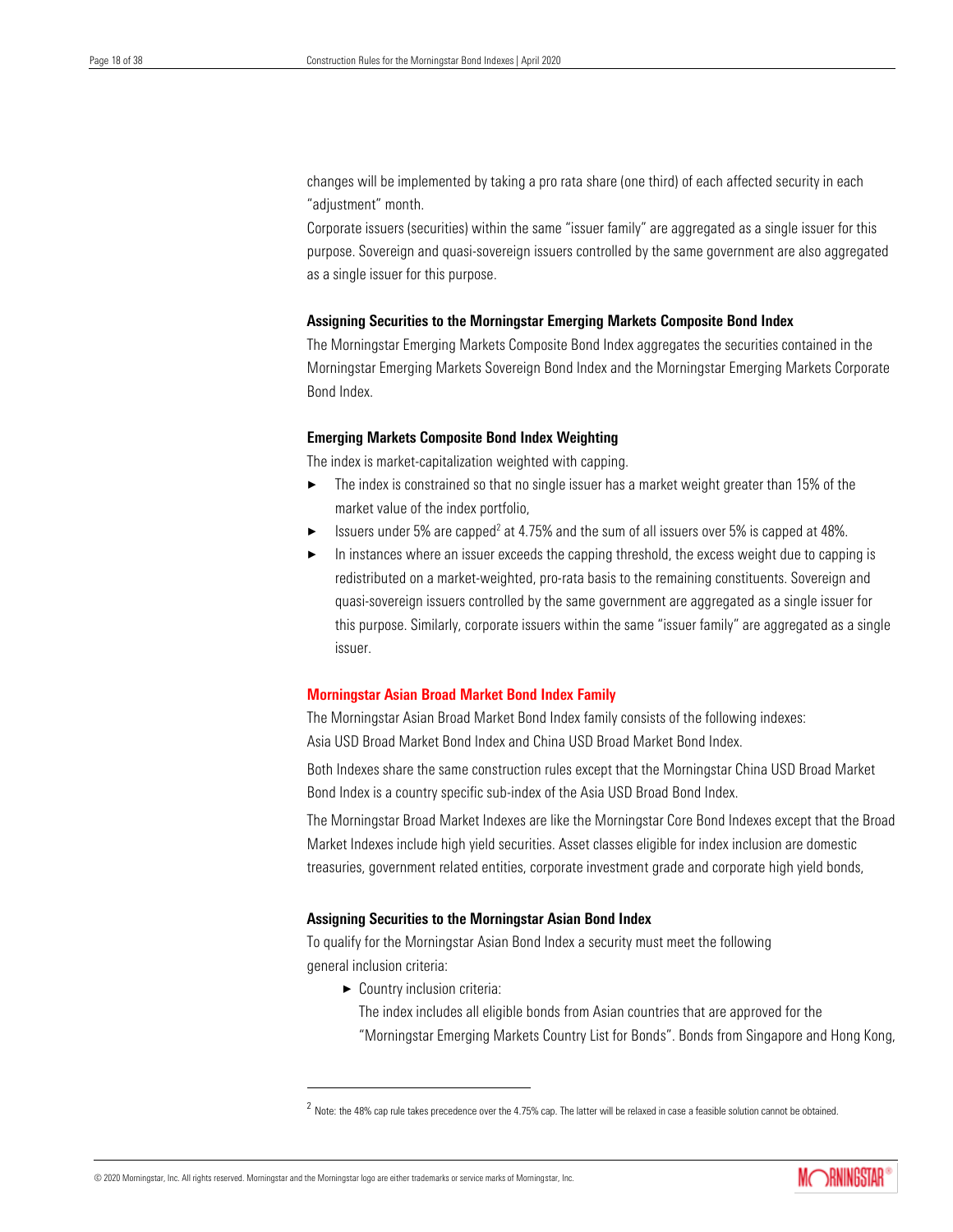changes will be implemented by taking a pro rata share (one third) of each affected security in each "adjustment" month.

Corporate issuers (securities) within the same "issuer family" are aggregated as a single issuer for this purpose. Sovereign and quasi-sovereign issuers controlled by the same government are also aggregated as a single issuer for this purpose.

### Assigning Securities to the Morningstar Emerging Markets Composite Bond Index

The Morningstar Emerging Markets Composite Bond Index aggregates the securities contained in the Morningstar Emerging Markets Sovereign Bond Index and the Morningstar Emerging Markets Corporate Bond Index.

### Emerging Markets Composite Bond Index Weighting

The index is market-capitalization weighted with capping.

- The index is constrained so that no single issuer has a market weight greater than 15% of the market value of the index portfolio,
- Issuers under 5% are capped[2] at 4.75% and the sum of all issuers over 5% is capped at 48%.
- In instances where an issuer exceeds the capping threshold, the excess weight due to capping is redistributed on a market-weighted, pro-rata basis to the remaining constituents. Sovereign and quasi-sovereign issuers controlled by the same government are aggregated as a single issuer for this purpose. Similarly, corporate issuers within the same "issuer family" are aggregated as a single issuer.

## Morningstar Asian Broad Market Bond Index Family

The Morningstar Asian Broad Market Bond Index family consists of the following indexes: Asia USD Broad Market Bond Index and China USD Broad Market Bond Index.

Both Indexes share the same construction rules except that the Morningstar China USD Broad Market Bond Index is a country specific sub-index of the Asia USD Broad Bond Index.

The Morningstar Broad Market Indexes are like the Morningstar Core Bond Indexes except that the Broad Market Indexes include high yield securities. Asset classes eligible for index inclusion are domestic treasuries, government related entities, corporate investment grade and corporate high yield bonds,

### Assigning Securities to the Morningstar Asian Bond Index

To qualify for the Morningstar Asian Bond Index a security must meet the following general inclusion criteria:

- Country inclusion criteria:

  The index includes all eligible bonds from Asian countries that are approved for the "Morningstar Emerging Markets Country List for Bonds". Bonds from Singapore and Hong Kong,

[2] Note: the 48% cap rule takes precedence over the 4.75% cap. The latter will be relaxed in case a feasible solution cannot be obtained.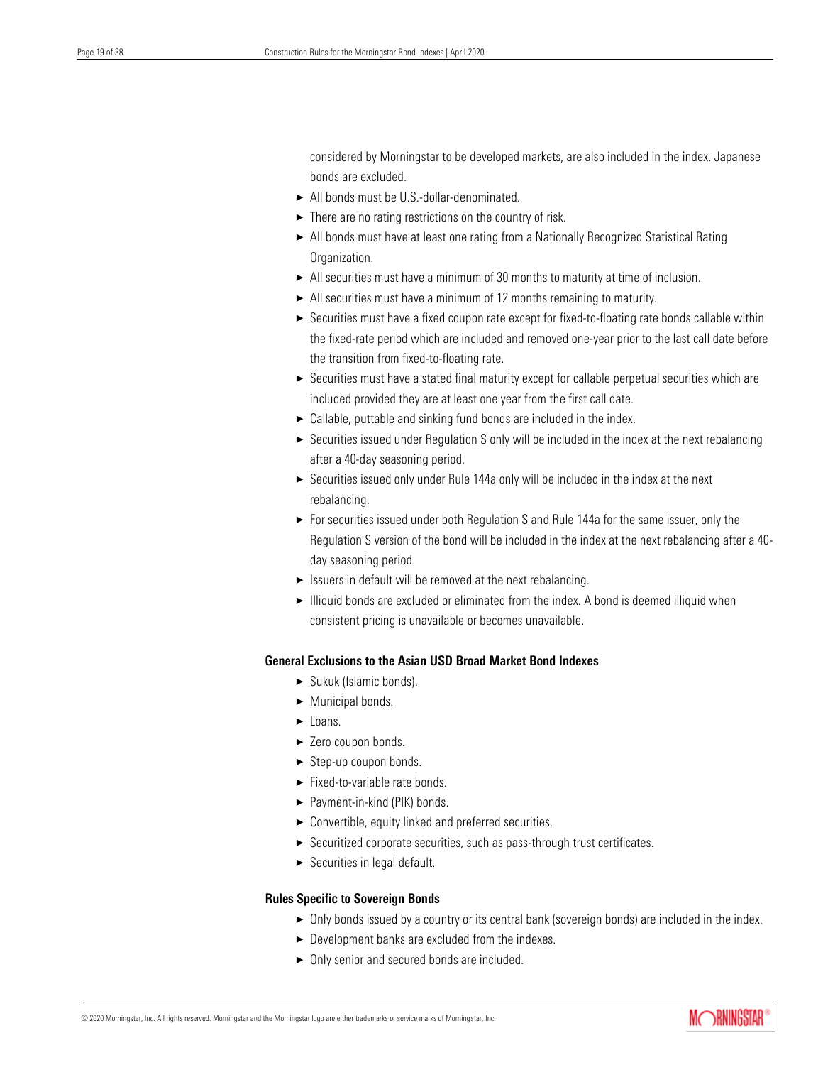considered by Morningstar to be developed markets, are also included in the index. Japanese bonds are excluded.

- All bonds must be U.S.-dollar-denominated.
- There are no rating restrictions on the country of risk.
- All bonds must have at least one rating from a Nationally Recognized Statistical Rating Organization.
- All securities must have a minimum of 30 months to maturity at time of inclusion.
- All securities must have a minimum of 12 months remaining to maturity.
- Securities must have a fixed coupon rate except for fixed-to-floating rate bonds callable within the fixed-rate period which are included and removed one-year prior to the last call date before the transition from fixed-to-floating rate.
- Securities must have a stated final maturity except for callable perpetual securities which are included provided they are at least one year from the first call date.
- Callable, puttable and sinking fund bonds are included in the index.
- Securities issued under Regulation S only will be included in the index at the next rebalancing after a 40-day seasoning period.
- Securities issued only under Rule 144a only will be included in the index at the next rebalancing.
- For securities issued under both Regulation S and Rule 144a for the same issuer, only the Regulation S version of the bond will be included in the index at the next rebalancing after a 40-day seasoning period.
- Issuers in default will be removed at the next rebalancing.
- Illiquid bonds are excluded or eliminated from the index. A bond is deemed illiquid when consistent pricing is unavailable or becomes unavailable.

**General Exclusions to the Asian USD Broad Market Bond Indexes**

- Sukuk (Islamic bonds).
- Municipal bonds.
- Loans.
- Zero coupon bonds.
- Step-up coupon bonds.
- Fixed-to-variable rate bonds.
- Payment-in-kind (PIK) bonds.
- Convertible, equity linked and preferred securities.
- Securitized corporate securities, such as pass-through trust certificates.
- Securities in legal default.

**Rules Specific to Sovereign Bonds**

- Only bonds issued by a country or its central bank (sovereign bonds) are included in the index.
- Development banks are excluded from the indexes.
- Only senior and secured bonds are included.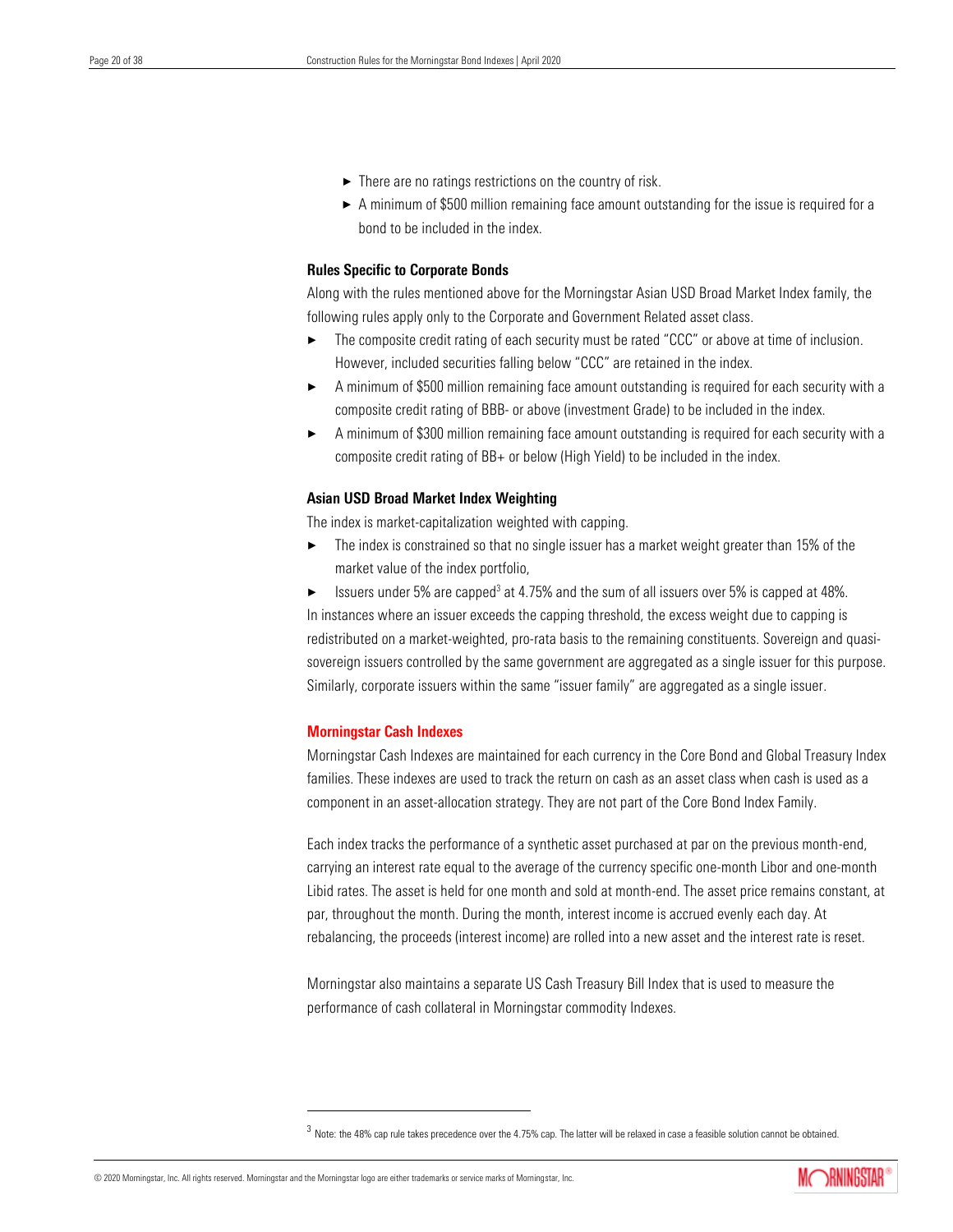- There are no ratings restrictions on the country of risk.
- A minimum of \$500 million remaining face amount outstanding for the issue is required for a bond to be included in the index.

### Rules Specific to Corporate Bonds

Along with the rules mentioned above for the Morningstar Asian USD Broad Market Index family, the following rules apply only to the Corporate and Government Related asset class.

- The composite credit rating of each security must be rated "CCC" or above at time of inclusion. However, included securities falling below "CCC" are retained in the index.
- A minimum of \$500 million remaining face amount outstanding is required for each security with a composite credit rating of BBB- or above (investment Grade) to be included in the index.
- A minimum of \$300 million remaining face amount outstanding is required for each security with a composite credit rating of BB+ or below (High Yield) to be included in the index.

### Asian USD Broad Market Index Weighting

The index is market-capitalization weighted with capping.

- The index is constrained so that no single issuer has a market weight greater than 15% of the market value of the index portfolio,
- Issuers under 5% are capped[3] at 4.75% and the sum of all issuers over 5% is capped at 48%.

In instances where an issuer exceeds the capping threshold, the excess weight due to capping is redistributed on a market-weighted, pro-rata basis to the remaining constituents. Sovereign and quasi-sovereign issuers controlled by the same government are aggregated as a single issuer for this purpose. Similarly, corporate issuers within the same "issuer family" are aggregated as a single issuer.

## Morningstar Cash Indexes

Morningstar Cash Indexes are maintained for each currency in the Core Bond and Global Treasury Index families. These indexes are used to track the return on cash as an asset class when cash is used as a component in an asset-allocation strategy. They are not part of the Core Bond Index Family.

Each index tracks the performance of a synthetic asset purchased at par on the previous month-end, carrying an interest rate equal to the average of the currency specific one-month Libor and one-month Libid rates. The asset is held for one month and sold at month-end. The asset price remains constant, at par, throughout the month. During the month, interest income is accrued evenly each day. At rebalancing, the proceeds (interest income) are rolled into a new asset and the interest rate is reset.

Morningstar also maintains a separate US Cash Treasury Bill Index that is used to measure the performance of cash collateral in Morningstar commodity Indexes.

[3] Note: the 48% cap rule takes precedence over the 4.75% cap. The latter will be relaxed in case a feasible solution cannot be obtained.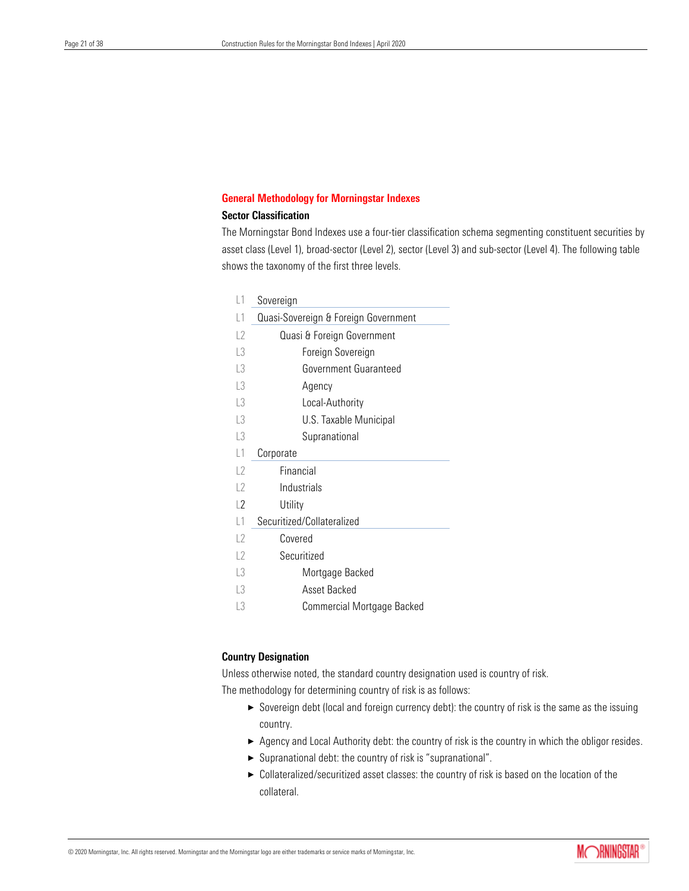## General Methodology for Morningstar Indexes

### Sector Classification

The Morningstar Bond Indexes use a four-tier classification schema segmenting constituent securities by asset class (Level 1), broad-sector (Level 2), sector (Level 3) and sub-sector (Level 4). The following table shows the taxonomy of the first three levels.

| Level | Classification |
|---|---|
| L1 | Sovereign |
| L1 | Quasi-Sovereign & Foreign Government |
| L2 | Quasi & Foreign Government |
| L3 | Foreign Sovereign |
| L3 | Government Guaranteed |
| L3 | Agency |
| L3 | Local-Authority |
| L3 | U.S. Taxable Municipal |
| L3 | Supranational |
| L1 | Corporate |
| L2 | Financial |
| L2 | Industrials |
| L2 | Utility |
| L1 | Securitized/Collateralized |
| L2 | Covered |
| L2 | Securitized |
| L3 | Mortgage Backed |
| L3 | Asset Backed |
| L3 | Commercial Mortgage Backed |

### Country Designation

Unless otherwise noted, the standard country designation used is country of risk.
The methodology for determining country of risk is as follows:

- Sovereign debt (local and foreign currency debt): the country of risk is the same as the issuing country.
- Agency and Local Authority debt: the country of risk is the country in which the obligor resides.
- Supranational debt: the country of risk is "supranational".
- Collateralized/securitized asset classes: the country of risk is based on the location of the collateral.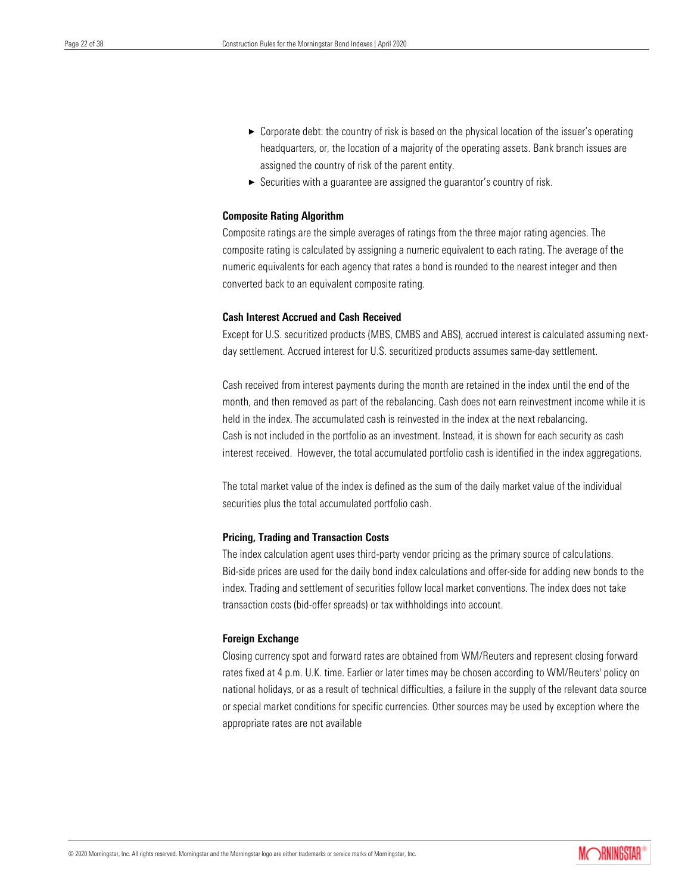- Corporate debt: the country of risk is based on the physical location of the issuer's operating headquarters, or, the location of a majority of the operating assets. Bank branch issues are assigned the country of risk of the parent entity.
- Securities with a guarantee are assigned the guarantor's country of risk.

**Composite Rating Algorithm**

Composite ratings are the simple averages of ratings from the three major rating agencies. The composite rating is calculated by assigning a numeric equivalent to each rating. The average of the numeric equivalents for each agency that rates a bond is rounded to the nearest integer and then converted back to an equivalent composite rating.

**Cash Interest Accrued and Cash Received**

Except for U.S. securitized products (MBS, CMBS and ABS), accrued interest is calculated assuming next-day settlement. Accrued interest for U.S. securitized products assumes same-day settlement.

Cash received from interest payments during the month are retained in the index until the end of the month, and then removed as part of the rebalancing. Cash does not earn reinvestment income while it is held in the index. The accumulated cash is reinvested in the index at the next rebalancing.
Cash is not included in the portfolio as an investment. Instead, it is shown for each security as cash interest received. However, the total accumulated portfolio cash is identified in the index aggregations.

The total market value of the index is defined as the sum of the daily market value of the individual securities plus the total accumulated portfolio cash.

**Pricing, Trading and Transaction Costs**

The index calculation agent uses third-party vendor pricing as the primary source of calculations. Bid-side prices are used for the daily bond index calculations and offer-side for adding new bonds to the index. Trading and settlement of securities follow local market conventions. The index does not take transaction costs (bid-offer spreads) or tax withholdings into account.

**Foreign Exchange**

Closing currency spot and forward rates are obtained from WM/Reuters and represent closing forward rates fixed at 4 p.m. U.K. time. Earlier or later times may be chosen according to WM/Reuters' policy on national holidays, or as a result of technical difficulties, a failure in the supply of the relevant data source or special market conditions for specific currencies. Other sources may be used by exception where the appropriate rates are not available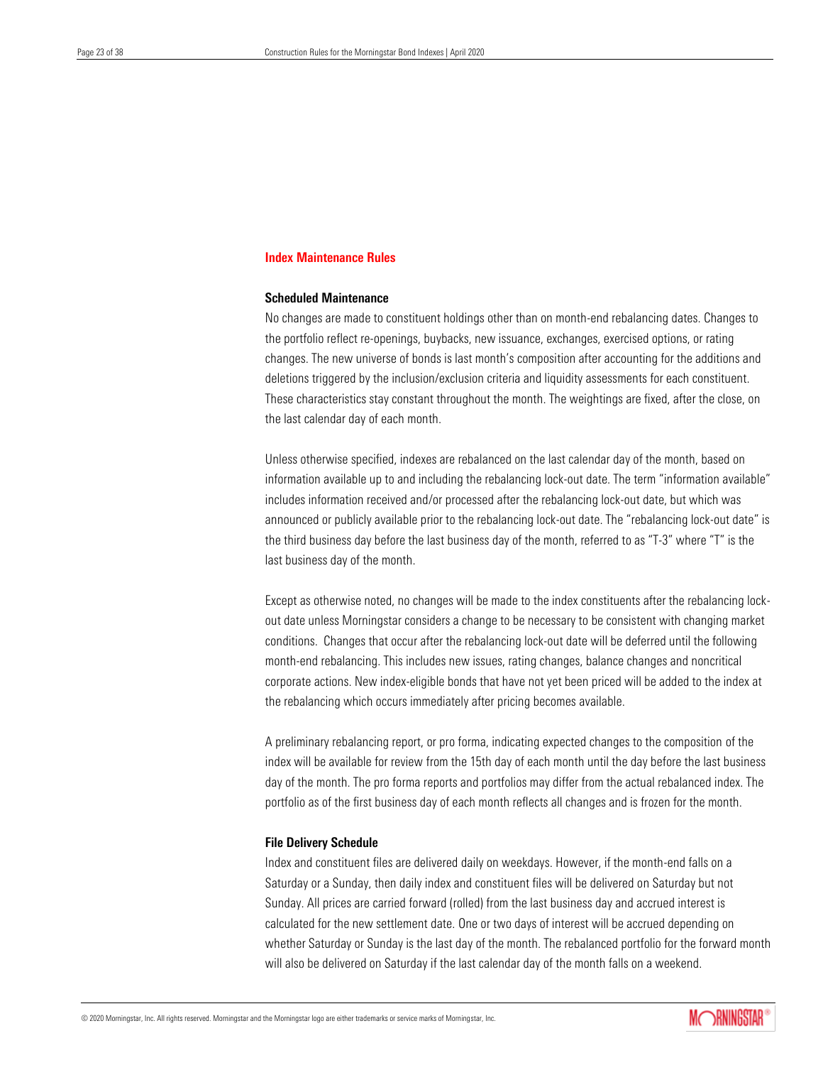## Index Maintenance Rules

### Scheduled Maintenance

No changes are made to constituent holdings other than on month-end rebalancing dates. Changes to the portfolio reflect re-openings, buybacks, new issuance, exchanges, exercised options, or rating changes. The new universe of bonds is last month's composition after accounting for the additions and deletions triggered by the inclusion/exclusion criteria and liquidity assessments for each constituent. These characteristics stay constant throughout the month. The weightings are fixed, after the close, on the last calendar day of each month.

Unless otherwise specified, indexes are rebalanced on the last calendar day of the month, based on information available up to and including the rebalancing lock-out date. The term "information available" includes information received and/or processed after the rebalancing lock-out date, but which was announced or publicly available prior to the rebalancing lock-out date. The "rebalancing lock-out date" is the third business day before the last business day of the month, referred to as "T-3" where "T" is the last business day of the month.

Except as otherwise noted, no changes will be made to the index constituents after the rebalancing lock-out date unless Morningstar considers a change to be necessary to be consistent with changing market conditions. Changes that occur after the rebalancing lock-out date will be deferred until the following month-end rebalancing. This includes new issues, rating changes, balance changes and noncritical corporate actions. New index-eligible bonds that have not yet been priced will be added to the index at the rebalancing which occurs immediately after pricing becomes available.

A preliminary rebalancing report, or pro forma, indicating expected changes to the composition of the index will be available for review from the 15th day of each month until the day before the last business day of the month. The pro forma reports and portfolios may differ from the actual rebalanced index. The portfolio as of the first business day of each month reflects all changes and is frozen for the month.

### File Delivery Schedule

Index and constituent files are delivered daily on weekdays. However, if the month-end falls on a Saturday or a Sunday, then daily index and constituent files will be delivered on Saturday but not Sunday. All prices are carried forward (rolled) from the last business day and accrued interest is calculated for the new settlement date. One or two days of interest will be accrued depending on whether Saturday or Sunday is the last day of the month. The rebalanced portfolio for the forward month will also be delivered on Saturday if the last calendar day of the month falls on a weekend.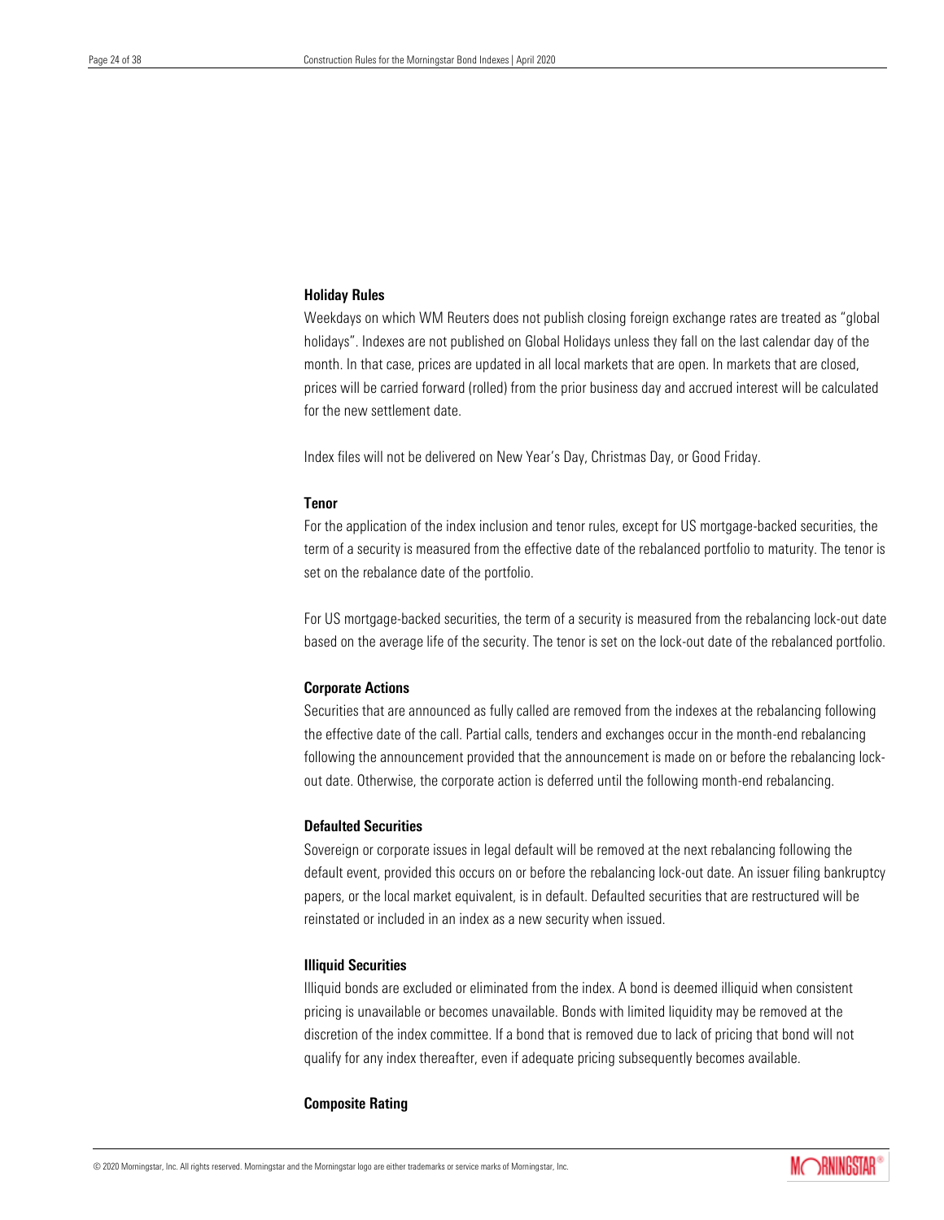### Holiday Rules

Weekdays on which WM Reuters does not publish closing foreign exchange rates are treated as "global holidays". Indexes are not published on Global Holidays unless they fall on the last calendar day of the month. In that case, prices are updated in all local markets that are open. In markets that are closed, prices will be carried forward (rolled) from the prior business day and accrued interest will be calculated for the new settlement date.

Index files will not be delivered on New Year's Day, Christmas Day, or Good Friday.

### Tenor

For the application of the index inclusion and tenor rules, except for US mortgage-backed securities, the term of a security is measured from the effective date of the rebalanced portfolio to maturity. The tenor is set on the rebalance date of the portfolio.

For US mortgage-backed securities, the term of a security is measured from the rebalancing lock-out date based on the average life of the security. The tenor is set on the lock-out date of the rebalanced portfolio.

### Corporate Actions

Securities that are announced as fully called are removed from the indexes at the rebalancing following the effective date of the call. Partial calls, tenders and exchanges occur in the month-end rebalancing following the announcement provided that the announcement is made on or before the rebalancing lock-out date. Otherwise, the corporate action is deferred until the following month-end rebalancing.

### Defaulted Securities

Sovereign or corporate issues in legal default will be removed at the next rebalancing following the default event, provided this occurs on or before the rebalancing lock-out date. An issuer filing bankruptcy papers, or the local market equivalent, is in default. Defaulted securities that are restructured will be reinstated or included in an index as a new security when issued.

### Illiquid Securities

Illiquid bonds are excluded or eliminated from the index. A bond is deemed illiquid when consistent pricing is unavailable or becomes unavailable. Bonds with limited liquidity may be removed at the discretion of the index committee. If a bond that is removed due to lack of pricing that bond will not qualify for any index thereafter, even if adequate pricing subsequently becomes available.

### Composite Rating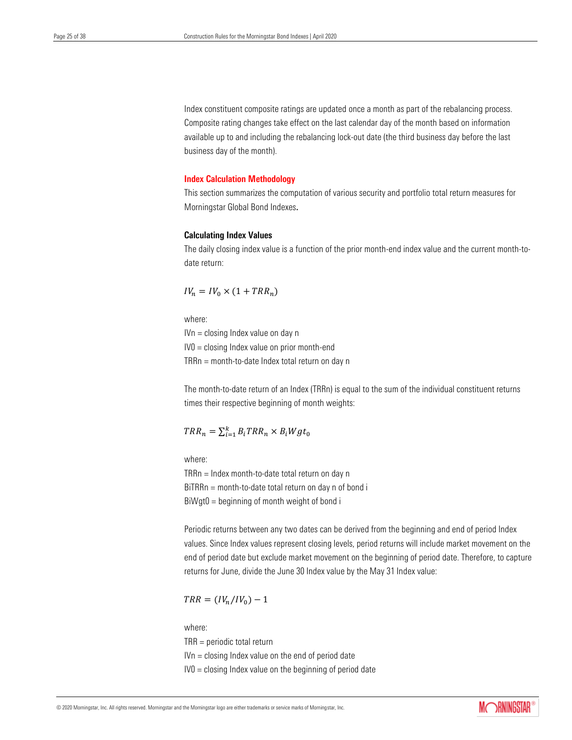Index constituent composite ratings are updated once a month as part of the rebalancing process. Composite rating changes take effect on the last calendar day of the month based on information available up to and including the rebalancing lock-out date (the third business day before the last business day of the month).

## Index Calculation Methodology

This section summarizes the computation of various security and portfolio total return measures for Morningstar Global Bond Indexes.

### Calculating Index Values

The daily closing index value is a function of the prior month-end index value and the current month-to-date return:

$$IV_n = IV_0 \times (1 + TRR_n)$$

where:
$IV_n$ = closing Index value on day n
$IV_0$ = closing Index value on prior month-end
$TRR_n$ = month-to-date Index total return on day n

The month-to-date return of an Index (TRRn) is equal to the sum of the individual constituent returns times their respective beginning of month weights:

$$TRR_n = \sum_{i=1}^{k} B_i TRR_n \times B_i Wgt_0$$

where:
$TRR_n$ = Index month-to-date total return on day n
$B_i TRR_n$ = month-to-date total return on day n of bond i
$B_i Wgt_0$ = beginning of month weight of bond i

Periodic returns between any two dates can be derived from the beginning and end of period Index values. Since Index values represent closing levels, period returns will include market movement on the end of period date but exclude market movement on the beginning of period date. Therefore, to capture returns for June, divide the June 30 Index value by the May 31 Index value:

$$TRR = (IV_n / IV_0) - 1$$

where:
TRR = periodic total return
$IV_n$ = closing Index value on the end of period date
$IV_0$ = closing Index value on the beginning of period date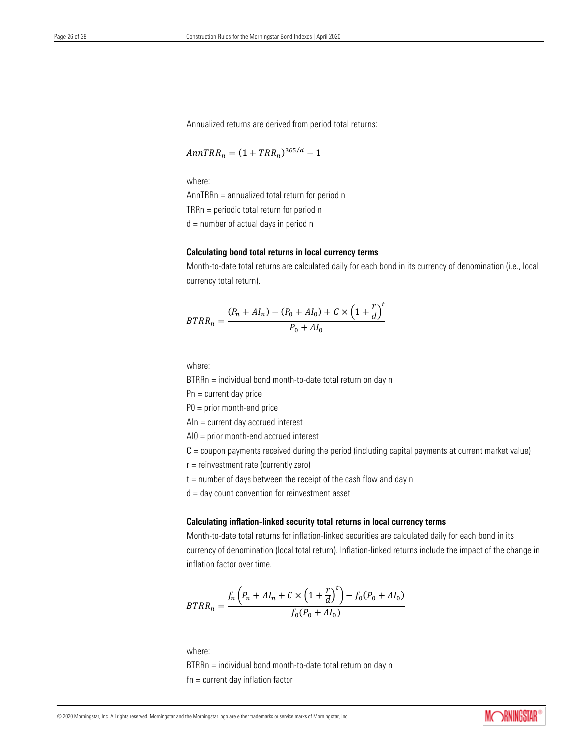Annualized returns are derived from period total returns:

$$AnnTRR_n = (1 + TRR_n)^{365/d} - 1$$

where:

AnnTRRn = annualized total return for period n

TRRn = periodic total return for period n

d = number of actual days in period n

### Calculating bond total returns in local currency terms

Month-to-date total returns are calculated daily for each bond in its currency of denomination (i.e., local currency total return).

$$BTRR_n = \frac{(P_n + AI_n) - (P_0 + AI_0) + C \times \left(1 + \frac{r}{d}\right)^t}{P_0 + AI_0}$$

where:

BTRRn = individual bond month-to-date total return on day n

Pn = current day price

P0 = prior month-end price

AIn = current day accrued interest

AI0 = prior month-end accrued interest

C = coupon payments received during the period (including capital payments at current market value)

r = reinvestment rate (currently zero)

t = number of days between the receipt of the cash flow and day n

d = day count convention for reinvestment asset

### Calculating inflation-linked security total returns in local currency terms

Month-to-date total returns for inflation-linked securities are calculated daily for each bond in its currency of denomination (local total return). Inflation-linked returns include the impact of the change in inflation factor over time.

$$BTRR_n = \frac{f_n\left(P_n + AI_n + C \times \left(1 + \frac{r}{d}\right)^t\right) - f_0(P_0 + AI_0)}{f_0(P_0 + AI_0)}$$

where:

BTRRn = individual bond month-to-date total return on day n

fn = current day inflation factor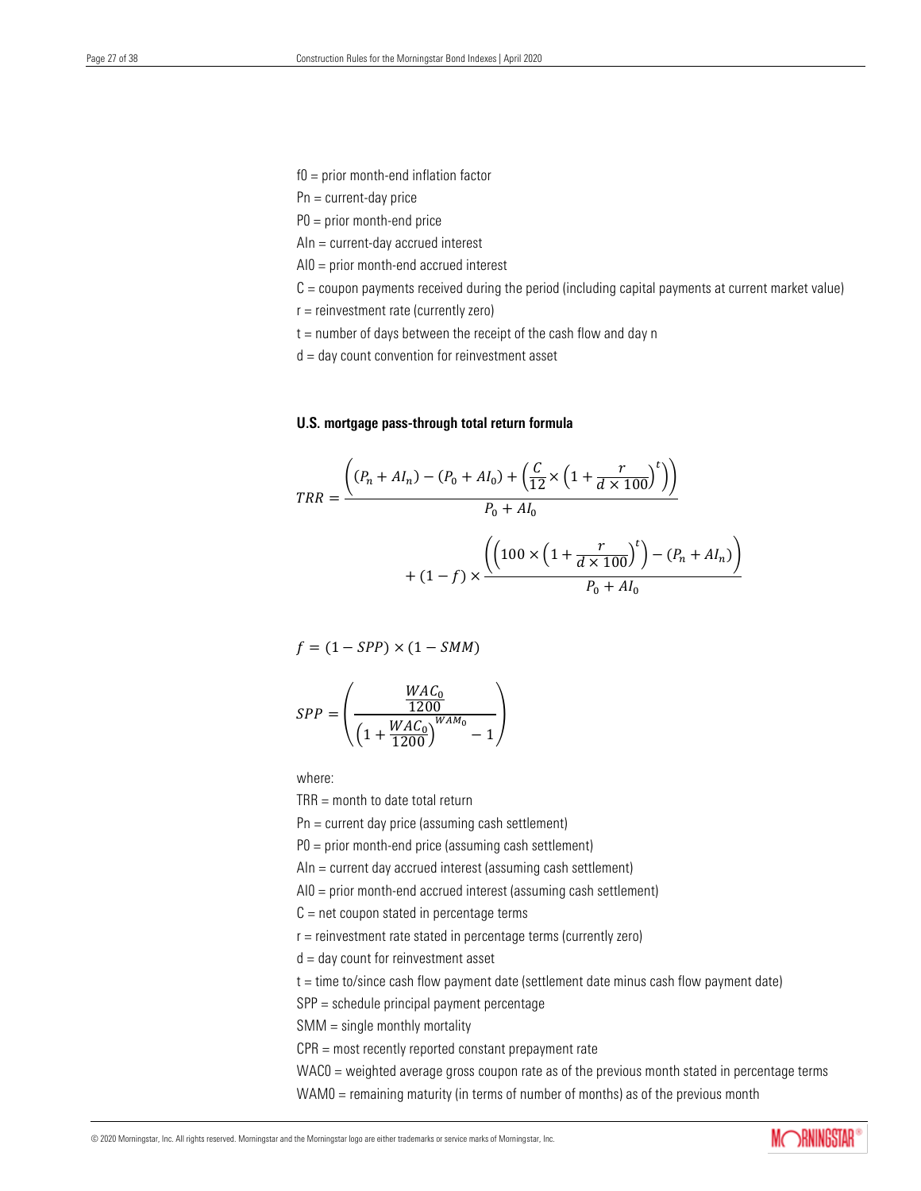f0 = prior month-end inflation factor

Pn = current-day price

P0 = prior month-end price

AIn = current-day accrued interest

AI0 = prior month-end accrued interest

C = coupon payments received during the period (including capital payments at current market value)

r = reinvestment rate (currently zero)

t = number of days between the receipt of the cash flow and day n

d = day count convention for reinvestment asset

**U.S. mortgage pass-through total return formula**

$$TRR = \frac{\left((P_n + AI_n) - (P_0 + AI_0) + \left(\frac{C}{12} \times \left(1 + \frac{r}{d \times 100}\right)^t\right)\right)}{P_0 + AI_0} + (1 - f) \times \frac{\left(\left(100 \times \left(1 + \frac{r}{d \times 100}\right)^t\right) - (P_n + AI_n)\right)}{P_0 + AI_0}$$

$$f = (1 - SPP) \times (1 - SMM)$$

$$SPP = \left(\frac{\frac{WAC_0}{1200}}{\left(1 + \frac{WAC_0}{1200}\right)^{WAM_0} - 1}\right)$$

where:

TRR = month to date total return

Pn = current day price (assuming cash settlement)

P0 = prior month-end price (assuming cash settlement)

AIn = current day accrued interest (assuming cash settlement)

AI0 = prior month-end accrued interest (assuming cash settlement)

C = net coupon stated in percentage terms

r = reinvestment rate stated in percentage terms (currently zero)

d = day count for reinvestment asset

t = time to/since cash flow payment date (settlement date minus cash flow payment date)

SPP = schedule principal payment percentage

SMM = single monthly mortality

CPR = most recently reported constant prepayment rate

WAC0 = weighted average gross coupon rate as of the previous month stated in percentage terms

WAM0 = remaining maturity (in terms of number of months) as of the previous month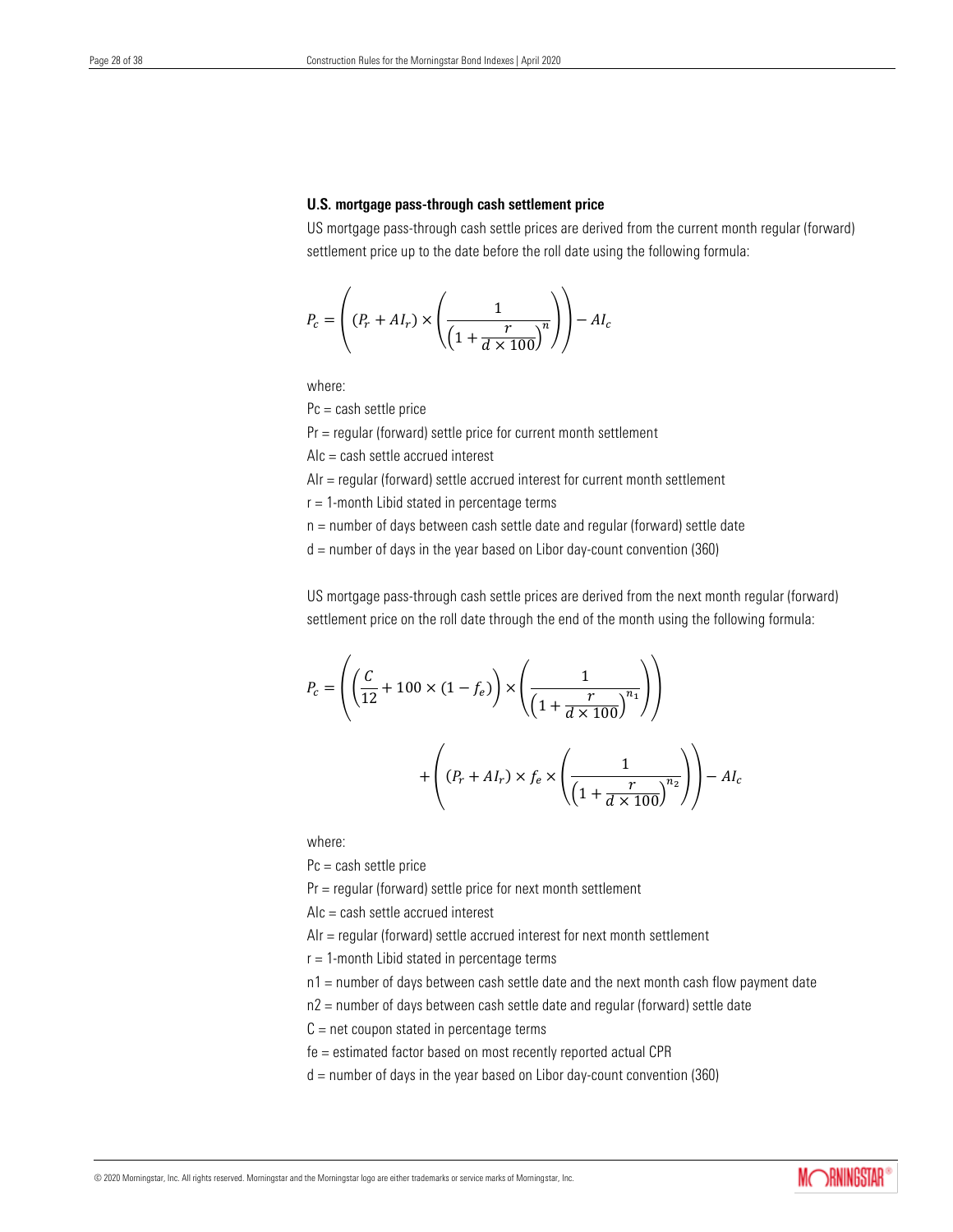### U.S. mortgage pass-through cash settlement price

US mortgage pass-through cash settle prices are derived from the current month regular (forward) settlement price up to the date before the roll date using the following formula:

$$P_c = \left( (P_r + AI_r) \times \left( \frac{1}{\left(1 + \frac{r}{d \times 100}\right)^n} \right) \right) - AI_c$$

where:

Pc = cash settle price

Pr = regular (forward) settle price for current month settlement

AIc = cash settle accrued interest

AIr = regular (forward) settle accrued interest for current month settlement

r = 1-month Libid stated in percentage terms

n = number of days between cash settle date and regular (forward) settle date

d = number of days in the year based on Libor day-count convention (360)

US mortgage pass-through cash settle prices are derived from the next month regular (forward) settlement price on the roll date through the end of the month using the following formula:

$$P_c = \left( \left( \frac{C}{12} + 100 \times (1 - f_e) \right) \times \left( \frac{1}{\left(1 + \frac{r}{d \times 100}\right)^{n_1}} \right) \right) + \left( (P_r + AI_r) \times f_e \times \left( \frac{1}{\left(1 + \frac{r}{d \times 100}\right)^{n_2}} \right) \right) - AI_c$$

where:

Pc = cash settle price

Pr = regular (forward) settle price for next month settlement

AIc = cash settle accrued interest

AIr = regular (forward) settle accrued interest for next month settlement

r = 1-month Libid stated in percentage terms

n1 = number of days between cash settle date and the next month cash flow payment date

n2 = number of days between cash settle date and regular (forward) settle date

C = net coupon stated in percentage terms

fe = estimated factor based on most recently reported actual CPR

d = number of days in the year based on Libor day-count convention (360)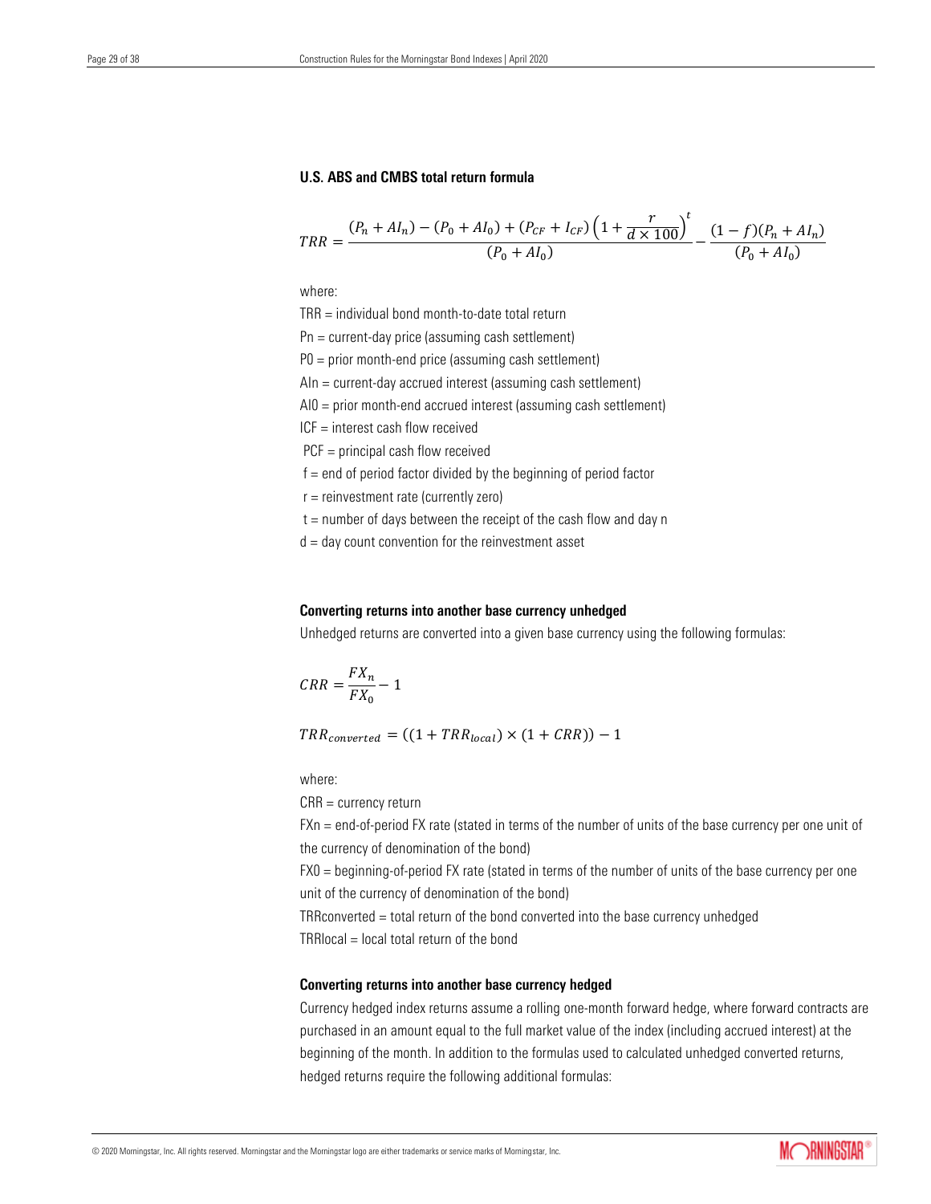**U.S. ABS and CMBS total return formula**

$$TRR = \frac{(P_n + AI_n) - (P_0 + AI_0) + (P_{CF} + I_{CF})\left(1 + \frac{r}{d \times 100}\right)^t}{(P_0 + AI_0)} - \frac{(1-f)(P_n + AI_n)}{(P_0 + AI_0)}$$

where:

TRR = individual bond month-to-date total return

Pn = current-day price (assuming cash settlement)

P0 = prior month-end price (assuming cash settlement)

AIn = current-day accrued interest (assuming cash settlement)

AI0 = prior month-end accrued interest (assuming cash settlement)

ICF = interest cash flow received

PCF = principal cash flow received

f = end of period factor divided by the beginning of period factor

r = reinvestment rate (currently zero)

t = number of days between the receipt of the cash flow and day n

d = day count convention for the reinvestment asset

**Converting returns into another base currency unhedged**

Unhedged returns are converted into a given base currency using the following formulas:

$$CRR = \frac{FX_n}{FX_0} - 1$$

$$TRR_{converted} = ((1 + TRR_{local}) \times (1 + CRR)) - 1$$

where:

CRR = currency return

FXn = end-of-period FX rate (stated in terms of the number of units of the base currency per one unit of the currency of denomination of the bond)

FX0 = beginning-of-period FX rate (stated in terms of the number of units of the base currency per one unit of the currency of denomination of the bond)

TRRconverted = total return of the bond converted into the base currency unhedged

TRRlocal = local total return of the bond

**Converting returns into another base currency hedged**

Currency hedged index returns assume a rolling one-month forward hedge, where forward contracts are purchased in an amount equal to the full market value of the index (including accrued interest) at the beginning of the month. In addition to the formulas used to calculated unhedged converted returns, hedged returns require the following additional formulas: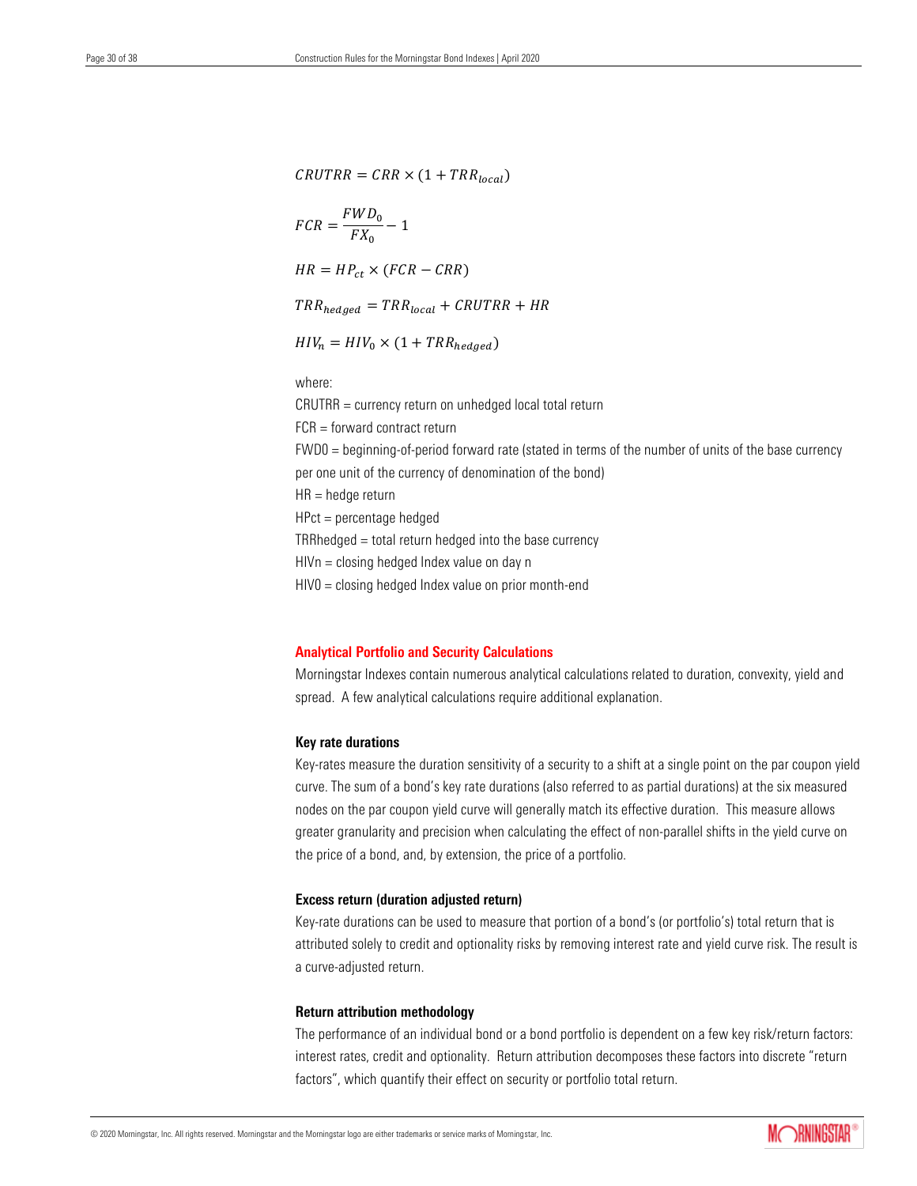$$CRUTRR = CRR \times (1 + TRR_{local})$$

$$FCR = \frac{FWD_0}{FX_0} - 1$$

$$HR = HP_{ct} \times (FCR - CRR)$$

$$TRR_{hedged} = TRR_{local} + CRUTRR + HR$$

$$HIV_n = HIV_0 \times (1 + TRR_{hedged})$$

where:

CRUTRR = currency return on unhedged local total return

FCR = forward contract return

FWD0 = beginning-of-period forward rate (stated in terms of the number of units of the base currency per one unit of the currency of denomination of the bond)

HR = hedge return

HPct = percentage hedged

TRRhedged = total return hedged into the base currency

HIVn = closing hedged Index value on day n

HIV0 = closing hedged Index value on prior month-end

## Analytical Portfolio and Security Calculations

Morningstar Indexes contain numerous analytical calculations related to duration, convexity, yield and spread. A few analytical calculations require additional explanation.

### Key rate durations

Key-rates measure the duration sensitivity of a security to a shift at a single point on the par coupon yield curve. The sum of a bond's key rate durations (also referred to as partial durations) at the six measured nodes on the par coupon yield curve will generally match its effective duration. This measure allows greater granularity and precision when calculating the effect of non-parallel shifts in the yield curve on the price of a bond, and, by extension, the price of a portfolio.

### Excess return (duration adjusted return)

Key-rate durations can be used to measure that portion of a bond's (or portfolio's) total return that is attributed solely to credit and optionality risks by removing interest rate and yield curve risk. The result is a curve-adjusted return.

### Return attribution methodology

The performance of an individual bond or a bond portfolio is dependent on a few key risk/return factors: interest rates, credit and optionality. Return attribution decomposes these factors into discrete "return factors", which quantify their effect on security or portfolio total return.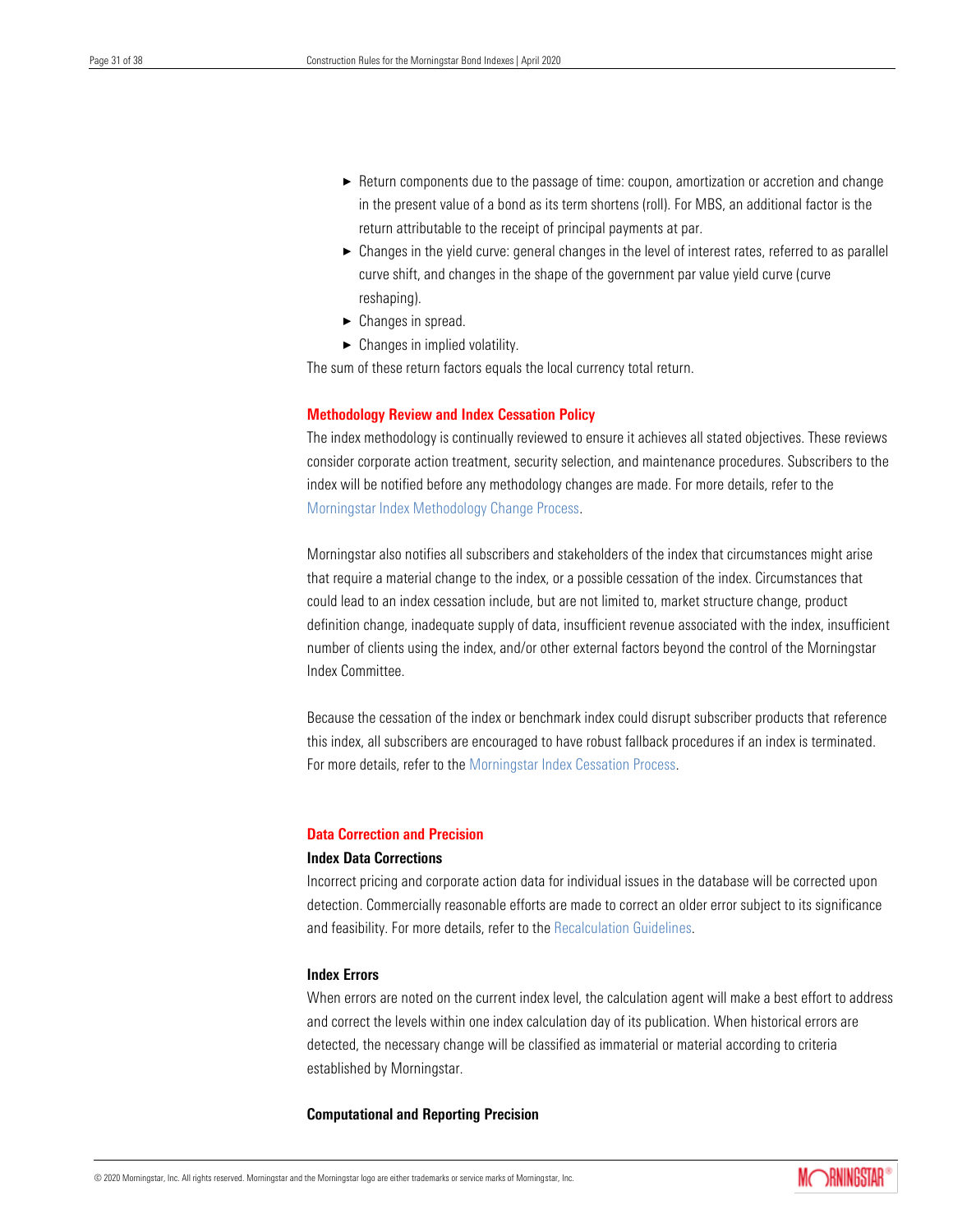- Return components due to the passage of time: coupon, amortization or accretion and change in the present value of a bond as its term shortens (roll). For MBS, an additional factor is the return attributable to the receipt of principal payments at par.
- Changes in the yield curve: general changes in the level of interest rates, referred to as parallel curve shift, and changes in the shape of the government par value yield curve (curve reshaping).
- Changes in spread.
- Changes in implied volatility.

The sum of these return factors equals the local currency total return.

## Methodology Review and Index Cessation Policy

The index methodology is continually reviewed to ensure it achieves all stated objectives. These reviews consider corporate action treatment, security selection, and maintenance procedures. Subscribers to the index will be notified before any methodology changes are made. For more details, refer to the Morningstar Index Methodology Change Process.

Morningstar also notifies all subscribers and stakeholders of the index that circumstances might arise that require a material change to the index, or a possible cessation of the index. Circumstances that could lead to an index cessation include, but are not limited to, market structure change, product definition change, inadequate supply of data, insufficient revenue associated with the index, insufficient number of clients using the index, and/or other external factors beyond the control of the Morningstar Index Committee.

Because the cessation of the index or benchmark index could disrupt subscriber products that reference this index, all subscribers are encouraged to have robust fallback procedures if an index is terminated. For more details, refer to the Morningstar Index Cessation Process.

## Data Correction and Precision

### Index Data Corrections

Incorrect pricing and corporate action data for individual issues in the database will be corrected upon detection. Commercially reasonable efforts are made to correct an older error subject to its significance and feasibility. For more details, refer to the Recalculation Guidelines.

### Index Errors

When errors are noted on the current index level, the calculation agent will make a best effort to address and correct the levels within one index calculation day of its publication. When historical errors are detected, the necessary change will be classified as immaterial or material according to criteria established by Morningstar.

### Computational and Reporting Precision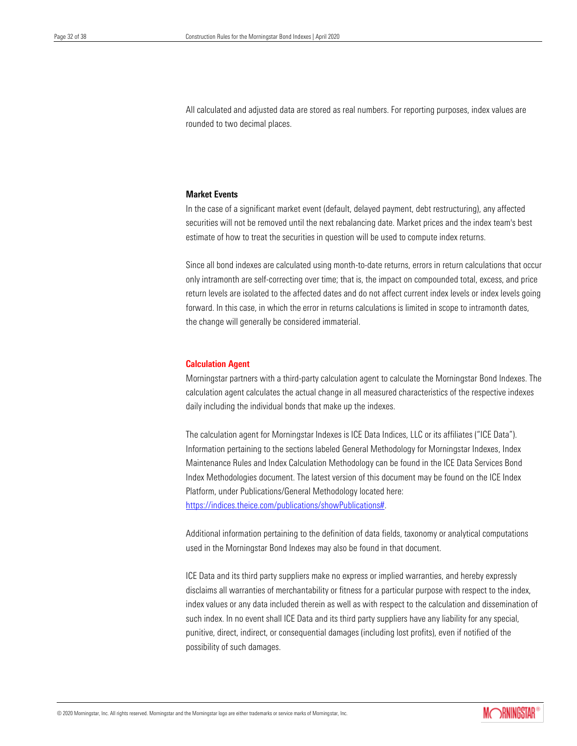All calculated and adjusted data are stored as real numbers. For reporting purposes, index values are rounded to two decimal places.

**Market Events**

In the case of a significant market event (default, delayed payment, debt restructuring), any affected securities will not be removed until the next rebalancing date. Market prices and the index team's best estimate of how to treat the securities in question will be used to compute index returns.

Since all bond indexes are calculated using month-to-date returns, errors in return calculations that occur only intramonth are self-correcting over time; that is, the impact on compounded total, excess, and price return levels are isolated to the affected dates and do not affect current index levels or index levels going forward. In this case, in which the error in returns calculations is limited in scope to intramonth dates, the change will generally be considered immaterial.

## Calculation Agent

Morningstar partners with a third-party calculation agent to calculate the Morningstar Bond Indexes. The calculation agent calculates the actual change in all measured characteristics of the respective indexes daily including the individual bonds that make up the indexes.

The calculation agent for Morningstar Indexes is ICE Data Indices, LLC or its affiliates ("ICE Data"). Information pertaining to the sections labeled General Methodology for Morningstar Indexes, Index Maintenance Rules and Index Calculation Methodology can be found in the ICE Data Services Bond Index Methodologies document. The latest version of this document may be found on the ICE Index Platform, under Publications/General Methodology located here: https://indices.theice.com/publications/showPublications#.

Additional information pertaining to the definition of data fields, taxonomy or analytical computations used in the Morningstar Bond Indexes may also be found in that document.

ICE Data and its third party suppliers make no express or implied warranties, and hereby expressly disclaims all warranties of merchantability or fitness for a particular purpose with respect to the index, index values or any data included therein as well as with respect to the calculation and dissemination of such index. In no event shall ICE Data and its third party suppliers have any liability for any special, punitive, direct, indirect, or consequential damages (including lost profits), even if notified of the possibility of such damages.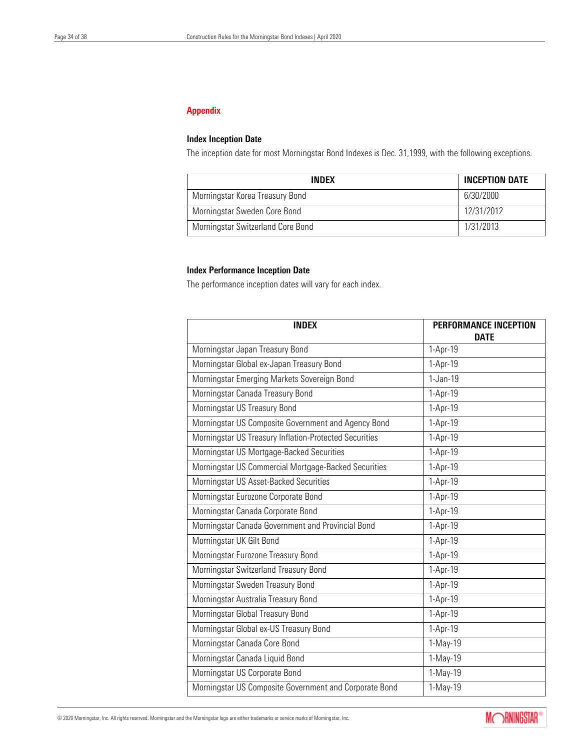## Appendix

### Index Inception Date

The inception date for most Morningstar Bond Indexes is Dec. 31,1999, with the following exceptions.

| INDEX | INCEPTION DATE |
|---|---|
| Morningstar Korea Treasury Bond | 6/30/2000 |
| Morningstar Sweden Core Bond | 12/31/2012 |
| Morningstar Switzerland Core Bond | 1/31/2013 |

### Index Performance Inception Date

The performance inception dates will vary for each index.

| INDEX | PERFORMANCE INCEPTION DATE |
|---|---|
| Morningstar Japan Treasury Bond | 1-Apr-19 |
| Morningstar Global ex-Japan Treasury Bond | 1-Apr-19 |
| Morningstar Emerging Markets Sovereign Bond | 1-Jan-19 |
| Morningstar Canada Treasury Bond | 1-Apr-19 |
| Morningstar US Treasury Bond | 1-Apr-19 |
| Morningstar US Composite Government and Agency Bond | 1-Apr-19 |
| Morningstar US Treasury Inflation-Protected Securities | 1-Apr-19 |
| Morningstar US Mortgage-Backed Securities | 1-Apr-19 |
| Morningstar US Commercial Mortgage-Backed Securities | 1-Apr-19 |
| Morningstar US Asset-Backed Securities | 1-Apr-19 |
| Morningstar Eurozone Corporate Bond | 1-Apr-19 |
| Morningstar Canada Corporate Bond | 1-Apr-19 |
| Morningstar Canada Government and Provincial Bond | 1-Apr-19 |
| Morningstar UK Gilt Bond | 1-Apr-19 |
| Morningstar Eurozone Treasury Bond | 1-Apr-19 |
| Morningstar Switzerland Treasury Bond | 1-Apr-19 |
| Morningstar Sweden Treasury Bond | 1-Apr-19 |
| Morningstar Australia Treasury Bond | 1-Apr-19 |
| Morningstar Global Treasury Bond | 1-Apr-19 |
| Morningstar Global ex-US Treasury Bond | 1-Apr-19 |
| Morningstar Canada Core Bond | 1-May-19 |
| Morningstar Canada Liquid Bond | 1-May-19 |
| Morningstar US Corporate Bond | 1-May-19 |
| Morningstar US Composite Government and Corporate Bond | 1-May-19 |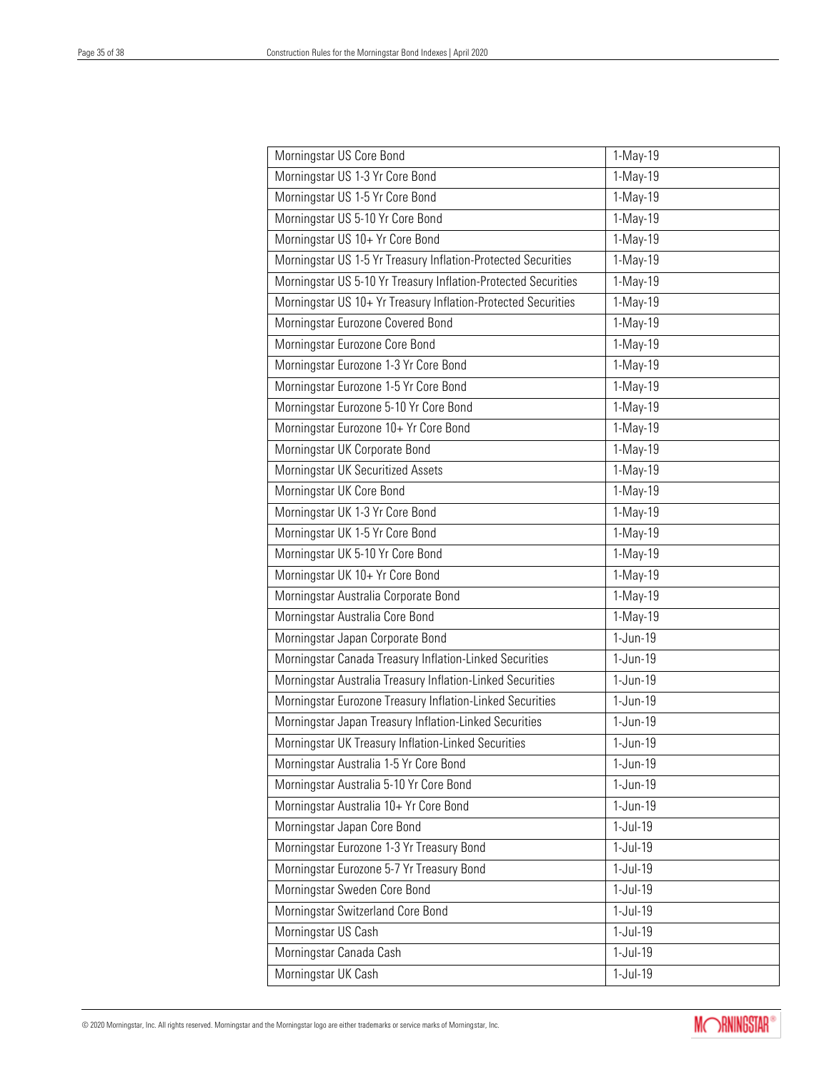| | |
|---|---|
| Morningstar US Core Bond | 1-May-19 |
| Morningstar US 1-3 Yr Core Bond | 1-May-19 |
| Morningstar US 1-5 Yr Core Bond | 1-May-19 |
| Morningstar US 5-10 Yr Core Bond | 1-May-19 |
| Morningstar US 10+ Yr Core Bond | 1-May-19 |
| Morningstar US 1-5 Yr Treasury Inflation-Protected Securities | 1-May-19 |
| Morningstar US 5-10 Yr Treasury Inflation-Protected Securities | 1-May-19 |
| Morningstar US 10+ Yr Treasury Inflation-Protected Securities | 1-May-19 |
| Morningstar Eurozone Covered Bond | 1-May-19 |
| Morningstar Eurozone Core Bond | 1-May-19 |
| Morningstar Eurozone 1-3 Yr Core Bond | 1-May-19 |
| Morningstar Eurozone 1-5 Yr Core Bond | 1-May-19 |
| Morningstar Eurozone 5-10 Yr Core Bond | 1-May-19 |
| Morningstar Eurozone 10+ Yr Core Bond | 1-May-19 |
| Morningstar UK Corporate Bond | 1-May-19 |
| Morningstar UK Securitized Assets | 1-May-19 |
| Morningstar UK Core Bond | 1-May-19 |
| Morningstar UK 1-3 Yr Core Bond | 1-May-19 |
| Morningstar UK 1-5 Yr Core Bond | 1-May-19 |
| Morningstar UK 5-10 Yr Core Bond | 1-May-19 |
| Morningstar UK 10+ Yr Core Bond | 1-May-19 |
| Morningstar Australia Corporate Bond | 1-May-19 |
| Morningstar Australia Core Bond | 1-May-19 |
| Morningstar Japan Corporate Bond | 1-Jun-19 |
| Morningstar Canada Treasury Inflation-Linked Securities | 1-Jun-19 |
| Morningstar Australia Treasury Inflation-Linked Securities | 1-Jun-19 |
| Morningstar Eurozone Treasury Inflation-Linked Securities | 1-Jun-19 |
| Morningstar Japan Treasury Inflation-Linked Securities | 1-Jun-19 |
| Morningstar UK Treasury Inflation-Linked Securities | 1-Jun-19 |
| Morningstar Australia 1-5 Yr Core Bond | 1-Jun-19 |
| Morningstar Australia 5-10 Yr Core Bond | 1-Jun-19 |
| Morningstar Australia 10+ Yr Core Bond | 1-Jun-19 |
| Morningstar Japan Core Bond | 1-Jul-19 |
| Morningstar Eurozone 1-3 Yr Treasury Bond | 1-Jul-19 |
| Morningstar Eurozone 5-7 Yr Treasury Bond | 1-Jul-19 |
| Morningstar Sweden Core Bond | 1-Jul-19 |
| Morningstar Switzerland Core Bond | 1-Jul-19 |
| Morningstar US Cash | 1-Jul-19 |
| Morningstar Canada Cash | 1-Jul-19 |
| Morningstar UK Cash | 1-Jul-19 |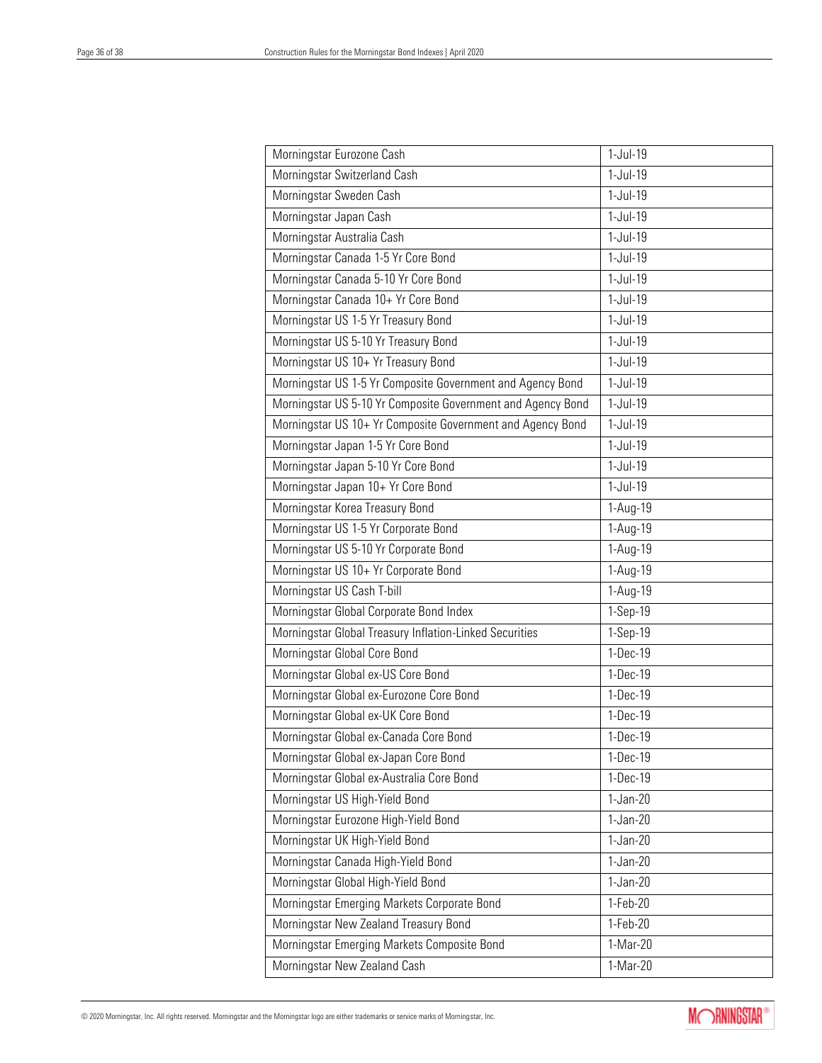| | |
|---|---|
| Morningstar Eurozone Cash | 1-Jul-19 |
| Morningstar Switzerland Cash | 1-Jul-19 |
| Morningstar Sweden Cash | 1-Jul-19 |
| Morningstar Japan Cash | 1-Jul-19 |
| Morningstar Australia Cash | 1-Jul-19 |
| Morningstar Canada 1-5 Yr Core Bond | 1-Jul-19 |
| Morningstar Canada 5-10 Yr Core Bond | 1-Jul-19 |
| Morningstar Canada 10+ Yr Core Bond | 1-Jul-19 |
| Morningstar US 1-5 Yr Treasury Bond | 1-Jul-19 |
| Morningstar US 5-10 Yr Treasury Bond | 1-Jul-19 |
| Morningstar US 10+ Yr Treasury Bond | 1-Jul-19 |
| Morningstar US 1-5 Yr Composite Government and Agency Bond | 1-Jul-19 |
| Morningstar US 5-10 Yr Composite Government and Agency Bond | 1-Jul-19 |
| Morningstar US 10+ Yr Composite Government and Agency Bond | 1-Jul-19 |
| Morningstar Japan 1-5 Yr Core Bond | 1-Jul-19 |
| Morningstar Japan 5-10 Yr Core Bond | 1-Jul-19 |
| Morningstar Japan 10+ Yr Core Bond | 1-Jul-19 |
| Morningstar Korea Treasury Bond | 1-Aug-19 |
| Morningstar US 1-5 Yr Corporate Bond | 1-Aug-19 |
| Morningstar US 5-10 Yr Corporate Bond | 1-Aug-19 |
| Morningstar US 10+ Yr Corporate Bond | 1-Aug-19 |
| Morningstar US Cash T-bill | 1-Aug-19 |
| Morningstar Global Corporate Bond Index | 1-Sep-19 |
| Morningstar Global Treasury Inflation-Linked Securities | 1-Sep-19 |
| Morningstar Global Core Bond | 1-Dec-19 |
| Morningstar Global ex-US Core Bond | 1-Dec-19 |
| Morningstar Global ex-Eurozone Core Bond | 1-Dec-19 |
| Morningstar Global ex-UK Core Bond | 1-Dec-19 |
| Morningstar Global ex-Canada Core Bond | 1-Dec-19 |
| Morningstar Global ex-Japan Core Bond | 1-Dec-19 |
| Morningstar Global ex-Australia Core Bond | 1-Dec-19 |
| Morningstar US High-Yield Bond | 1-Jan-20 |
| Morningstar Eurozone High-Yield Bond | 1-Jan-20 |
| Morningstar UK High-Yield Bond | 1-Jan-20 |
| Morningstar Canada High-Yield Bond | 1-Jan-20 |
| Morningstar Global High-Yield Bond | 1-Jan-20 |
| Morningstar Emerging Markets Corporate Bond | 1-Feb-20 |
| Morningstar New Zealand Treasury Bond | 1-Feb-20 |
| Morningstar Emerging Markets Composite Bond | 1-Mar-20 |
| Morningstar New Zealand Cash | 1-Mar-20 |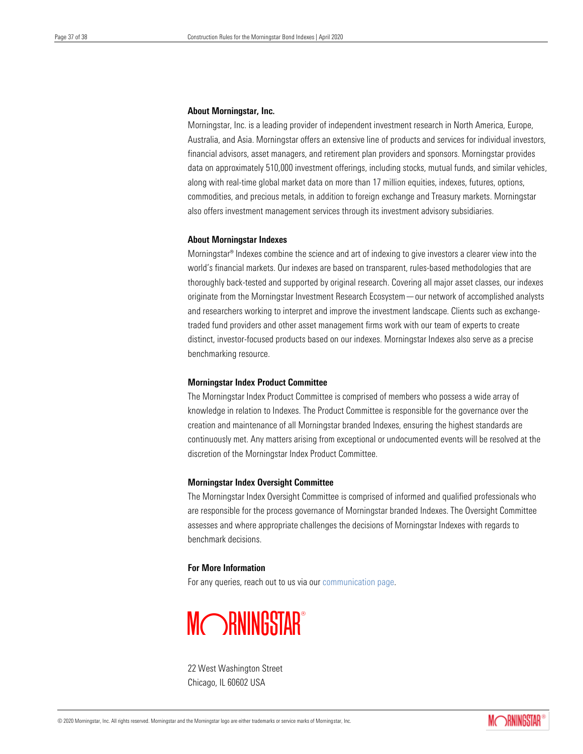**About Morningstar, Inc.**

Morningstar, Inc. is a leading provider of independent investment research in North America, Europe, Australia, and Asia. Morningstar offers an extensive line of products and services for individual investors, financial advisors, asset managers, and retirement plan providers and sponsors. Morningstar provides data on approximately 510,000 investment offerings, including stocks, mutual funds, and similar vehicles, along with real-time global market data on more than 17 million equities, indexes, futures, options, commodities, and precious metals, in addition to foreign exchange and Treasury markets. Morningstar also offers investment management services through its investment advisory subsidiaries.

**About Morningstar Indexes**

Morningstar® Indexes combine the science and art of indexing to give investors a clearer view into the world's financial markets. Our indexes are based on transparent, rules-based methodologies that are thoroughly back-tested and supported by original research. Covering all major asset classes, our indexes originate from the Morningstar Investment Research Ecosystem — our network of accomplished analysts and researchers working to interpret and improve the investment landscape. Clients such as exchange-traded fund providers and other asset management firms work with our team of experts to create distinct, investor-focused products based on our indexes. Morningstar Indexes also serve as a precise benchmarking resource.

**Morningstar Index Product Committee**

The Morningstar Index Product Committee is comprised of members who possess a wide array of knowledge in relation to Indexes. The Product Committee is responsible for the governance over the creation and maintenance of all Morningstar branded Indexes, ensuring the highest standards are continuously met. Any matters arising from exceptional or undocumented events will be resolved at the discretion of the Morningstar Index Product Committee.

**Morningstar Index Oversight Committee**

The Morningstar Index Oversight Committee is comprised of informed and qualified professionals who are responsible for the process governance of Morningstar branded Indexes. The Oversight Committee assesses and where appropriate challenges the decisions of Morningstar Indexes with regards to benchmark decisions.

**For More Information**

For any queries, reach out to us via our communication page.

MORNINGSTAR®

22 West Washington Street
Chicago, IL 60602 USA

© 2020 Morningstar, Inc. All rights reserved. Morningstar and the Morningstar logo are either trademarks or service marks of Morningstar, Inc.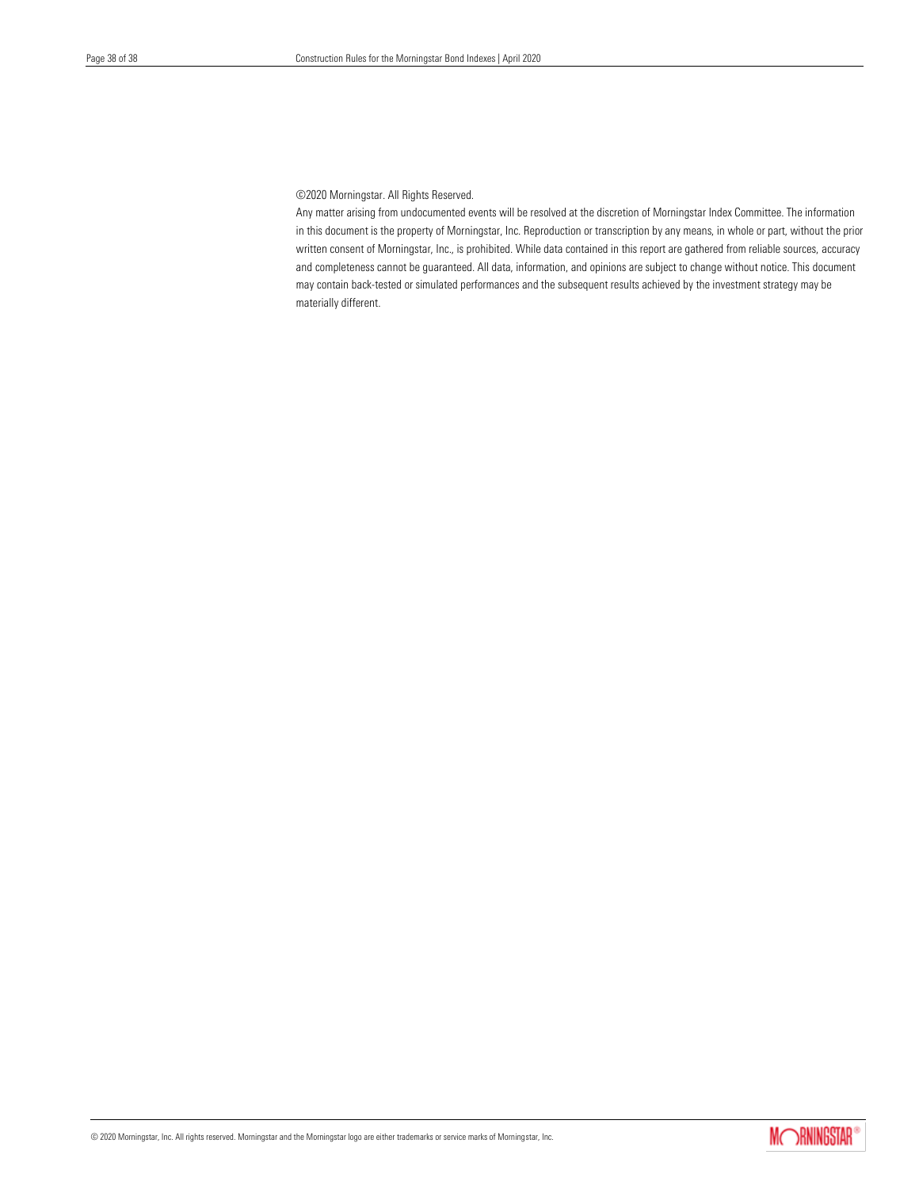©2020 Morningstar. All Rights Reserved.

Any matter arising from undocumented events will be resolved at the discretion of Morningstar Index Committee. The information in this document is the property of Morningstar, Inc. Reproduction or transcription by any means, in whole or part, without the prior written consent of Morningstar, Inc., is prohibited. While data contained in this report are gathered from reliable sources, accuracy and completeness cannot be guaranteed. All data, information, and opinions are subject to change without notice. This document may contain back-tested or simulated performances and the subsequent results achieved by the investment strategy may be materially different.